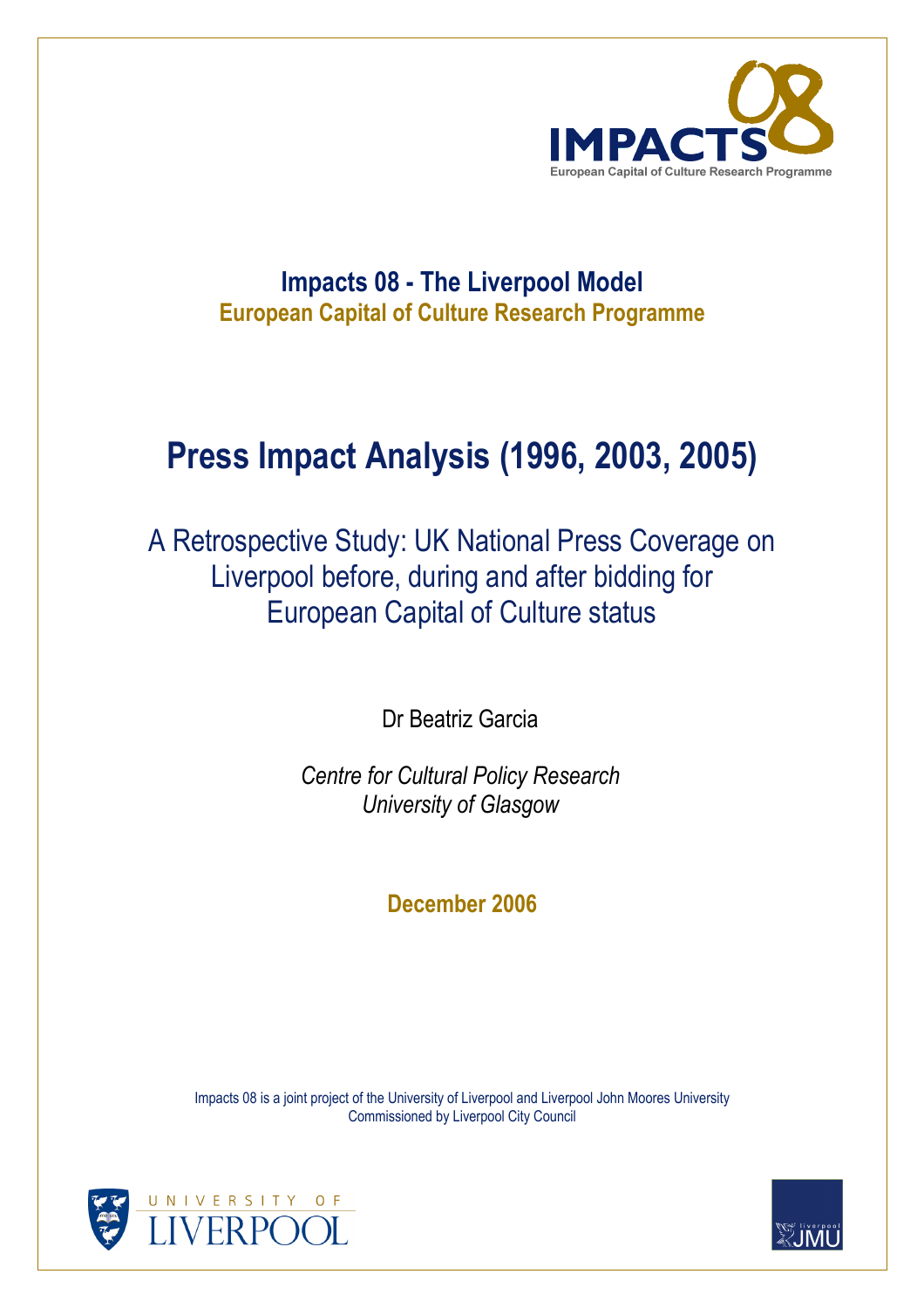IMPACTS 08
European Capital of Culture Research Programme

**Impacts 08 - The Liverpool Model**
**European Capital of Culture Research Programme**

# Press Impact Analysis (1996, 2003, 2005)

## A Retrospective Study: UK National Press Coverage on Liverpool before, during and after bidding for European Capital of Culture status

Dr Beatriz Garcia

*Centre for Cultural Policy Research*
*University of Glasgow*

**December 2006**

Impacts 08 is a joint project of the University of Liverpool and Liverpool John Moores University
Commissioned by Liverpool City Council

UNIVERSITY OF LIVERPOOL

liverpool JMU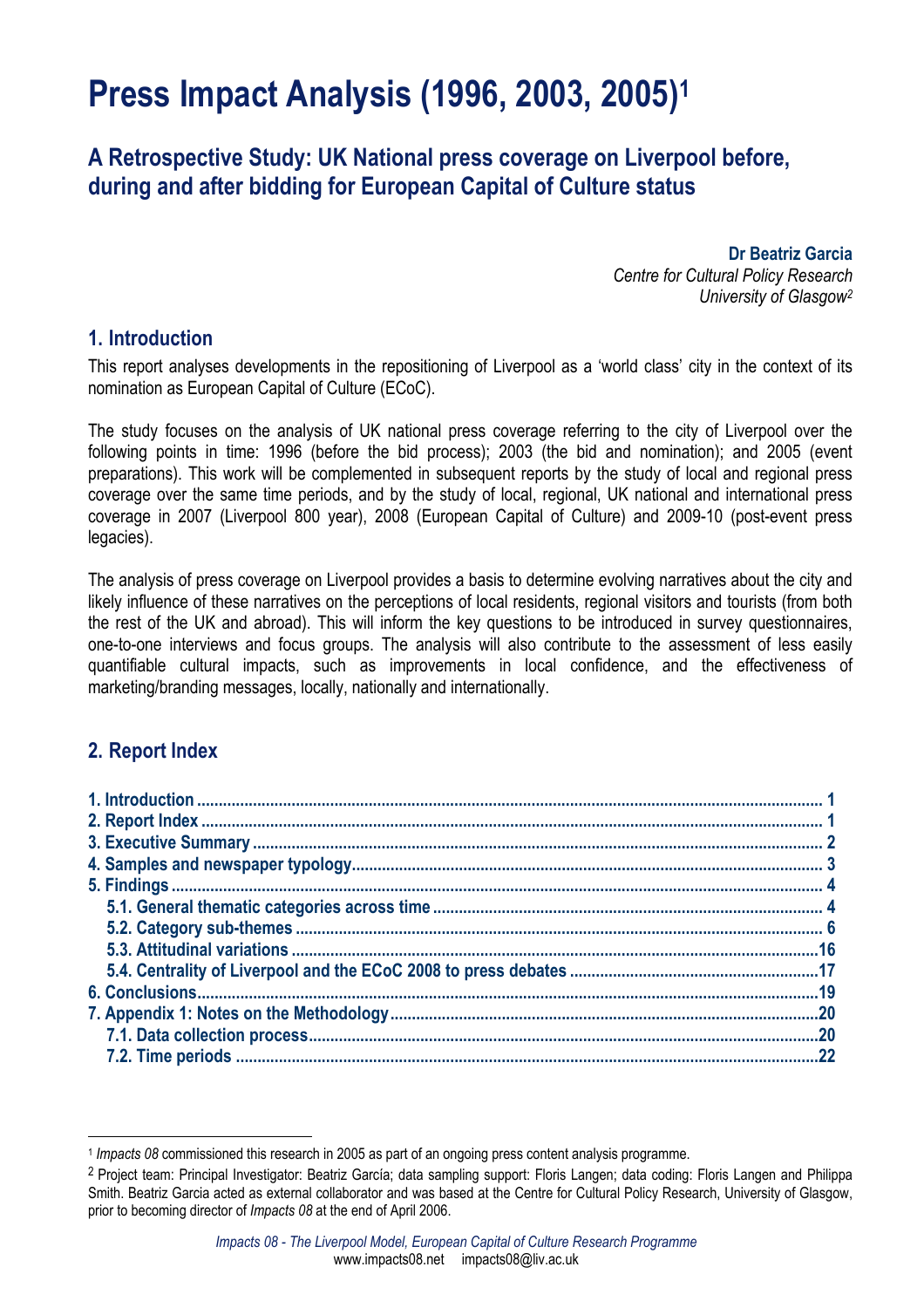# Press Impact Analysis (1996, 2003, 2005)[1]

## A Retrospective Study: UK National press coverage on Liverpool before, during and after bidding for European Capital of Culture status

**Dr Beatriz Garcia**
*Centre for Cultural Policy Research*
*University of Glasgow*[2]

## 1. Introduction

This report analyses developments in the repositioning of Liverpool as a 'world class' city in the context of its nomination as European Capital of Culture (ECoC).

The study focuses on the analysis of UK national press coverage referring to the city of Liverpool over the following points in time: 1996 (before the bid process); 2003 (the bid and nomination); and 2005 (event preparations). This work will be complemented in subsequent reports by the study of local and regional press coverage over the same time periods, and by the study of local, regional, UK national and international press coverage in 2007 (Liverpool 800 year), 2008 (European Capital of Culture) and 2009-10 (post-event press legacies).

The analysis of press coverage on Liverpool provides a basis to determine evolving narratives about the city and likely influence of these narratives on the perceptions of local residents, regional visitors and tourists (from both the rest of the UK and abroad). This will inform the key questions to be introduced in survey questionnaires, one-to-one interviews and focus groups. The analysis will also contribute to the assessment of less easily quantifiable cultural impacts, such as improvements in local confidence, and the effectiveness of marketing/branding messages, locally, nationally and internationally.

## 2. Report Index

**1. Introduction** ..... 1
**2. Report Index** ..... 1
**3. Executive Summary** ..... 2
**4. Samples and newspaper typology** ..... 3
**5. Findings** ..... 4
- **5.1. General thematic categories across time** ..... 4
- **5.2. Category sub-themes** ..... 6
- **5.3. Attitudinal variations** ..... 16
- **5.4. Centrality of Liverpool and the ECoC 2008 to press debates** ..... 17

**6. Conclusions** ..... 19
**7. Appendix 1: Notes on the Methodology** ..... 20
- **7.1. Data collection process** ..... 20
- **7.2. Time periods** ..... 22

---

[1] *Impacts 08* commissioned this research in 2005 as part of an ongoing press content analysis programme.

[2] Project team: Principal Investigator: Beatriz García; data sampling support: Floris Langen; data coding: Floris Langen and Philippa Smith. Beatriz Garcia acted as external collaborator and was based at the Centre for Cultural Policy Research, University of Glasgow, prior to becoming director of *Impacts 08* at the end of April 2006.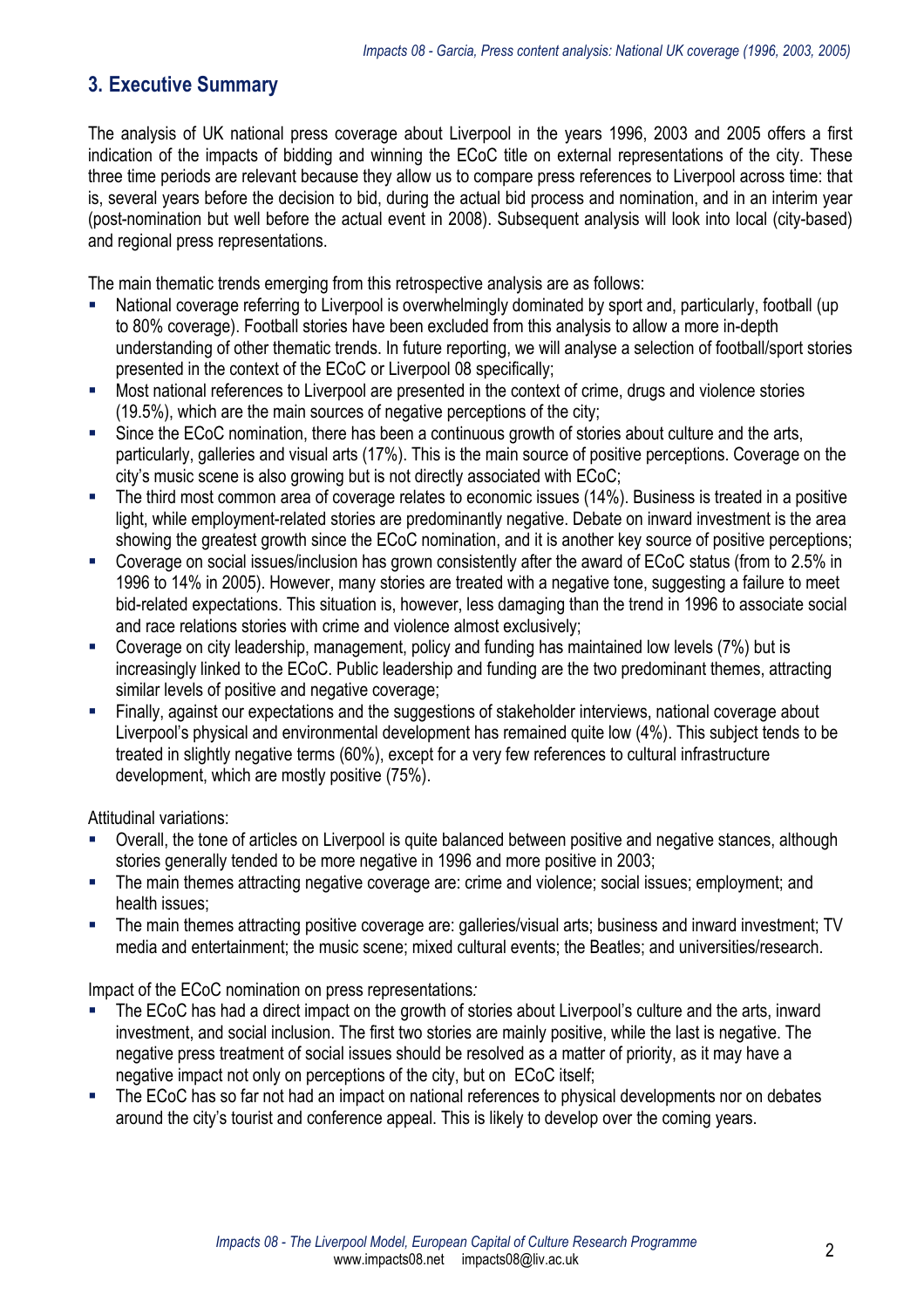## 3. Executive Summary

The analysis of UK national press coverage about Liverpool in the years 1996, 2003 and 2005 offers a first indication of the impacts of bidding and winning the ECoC title on external representations of the city. These three time periods are relevant because they allow us to compare press references to Liverpool across time: that is, several years before the decision to bid, during the actual bid process and nomination, and in an interim year (post-nomination but well before the actual event in 2008). Subsequent analysis will look into local (city-based) and regional press representations.

The main thematic trends emerging from this retrospective analysis are as follows:

- National coverage referring to Liverpool is overwhelmingly dominated by sport and, particularly, football (up to 80% coverage). Football stories have been excluded from this analysis to allow a more in-depth understanding of other thematic trends. In future reporting, we will analyse a selection of football/sport stories presented in the context of the ECoC or Liverpool 08 specifically;
- Most national references to Liverpool are presented in the context of crime, drugs and violence stories (19.5%), which are the main sources of negative perceptions of the city;
- Since the ECoC nomination, there has been a continuous growth of stories about culture and the arts, particularly, galleries and visual arts (17%). This is the main source of positive perceptions. Coverage on the city's music scene is also growing but is not directly associated with ECoC;
- The third most common area of coverage relates to economic issues (14%). Business is treated in a positive light, while employment-related stories are predominantly negative. Debate on inward investment is the area showing the greatest growth since the ECoC nomination, and it is another key source of positive perceptions;
- Coverage on social issues/inclusion has grown consistently after the award of ECoC status (from to 2.5% in 1996 to 14% in 2005). However, many stories are treated with a negative tone, suggesting a failure to meet bid-related expectations. This situation is, however, less damaging than the trend in 1996 to associate social and race relations stories with crime and violence almost exclusively;
- Coverage on city leadership, management, policy and funding has maintained low levels (7%) but is increasingly linked to the ECoC. Public leadership and funding are the two predominant themes, attracting similar levels of positive and negative coverage;
- Finally, against our expectations and the suggestions of stakeholder interviews, national coverage about Liverpool's physical and environmental development has remained quite low (4%). This subject tends to be treated in slightly negative terms (60%), except for a very few references to cultural infrastructure development, which are mostly positive (75%).

Attitudinal variations:

- Overall, the tone of articles on Liverpool is quite balanced between positive and negative stances, although stories generally tended to be more negative in 1996 and more positive in 2003;
- The main themes attracting negative coverage are: crime and violence; social issues; employment; and health issues;
- The main themes attracting positive coverage are: galleries/visual arts; business and inward investment; TV media and entertainment; the music scene; mixed cultural events; the Beatles; and universities/research.

Impact of the ECoC nomination on press representations*:*

- The ECoC has had a direct impact on the growth of stories about Liverpool's culture and the arts, inward investment, and social inclusion. The first two stories are mainly positive, while the last is negative. The negative press treatment of social issues should be resolved as a matter of priority, as it may have a negative impact not only on perceptions of the city, but on ECoC itself;
- The ECoC has so far not had an impact on national references to physical developments nor on debates around the city's tourist and conference appeal. This is likely to develop over the coming years.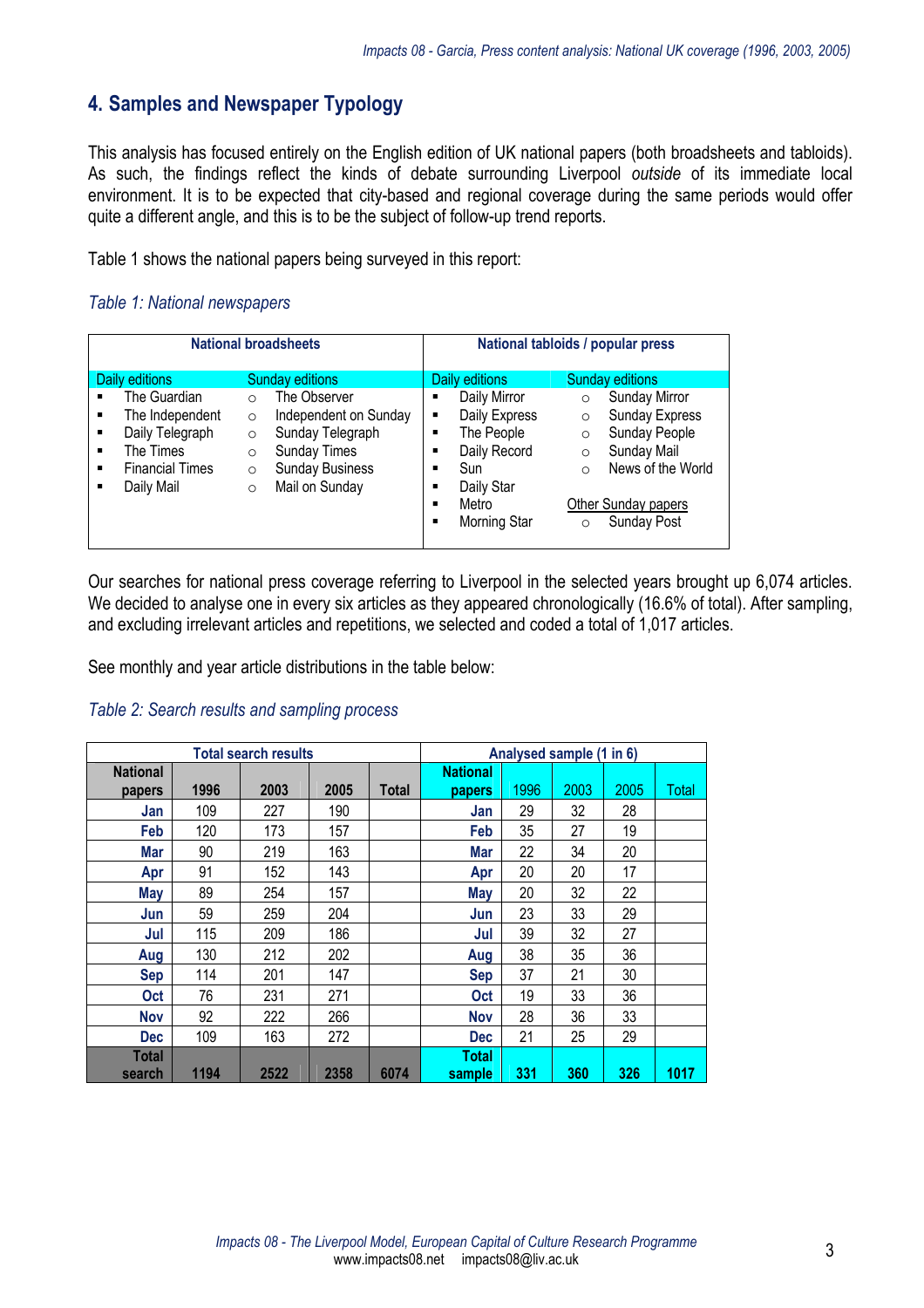## 4. Samples and Newspaper Typology

This analysis has focused entirely on the English edition of UK national papers (both broadsheets and tabloids). As such, the findings reflect the kinds of debate surrounding Liverpool *outside* of its immediate local environment. It is to be expected that city-based and regional coverage during the same periods would offer quite a different angle, and this is to be the subject of follow-up trend reports.

Table 1 shows the national papers being surveyed in this report:

*Table 1: National newspapers*

| National broadsheets | | National tabloids / popular press | |
|---|---|---|---|
| Daily editions | Sunday editions | Daily editions | Sunday editions |
| The Guardian | The Observer | Daily Mirror | Sunday Mirror |
| The Independent | Independent on Sunday | Daily Express | Sunday Express |
| Daily Telegraph | Sunday Telegraph | The People | Sunday People |
| The Times | Sunday Times | Daily Record | Sunday Mail |
| Financial Times | Sunday Business | Sun | News of the World |
| Daily Mail | Mail on Sunday | Daily Star | |
| | | Metro | Other Sunday papers |
| | | Morning Star | Sunday Post |

Our searches for national press coverage referring to Liverpool in the selected years brought up 6,074 articles. We decided to analyse one in every six articles as they appeared chronologically (16.6% of total). After sampling, and excluding irrelevant articles and repetitions, we selected and coded a total of 1,017 articles.

See monthly and year article distributions in the table below:

*Table 2: Search results and sampling process*

| Total search results | | | | | Analysed sample (1 in 6) | | | | |
|---|---|---|---|---|---|---|---|---|---|
| **National papers** | **1996** | **2003** | **2005** | **Total** | **National papers** | 1996 | 2003 | 2005 | Total |
| **Jan** | 109 | 227 | 190 | | **Jan** | 29 | 32 | 28 | |
| **Feb** | 120 | 173 | 157 | | **Feb** | 35 | 27 | 19 | |
| **Mar** | 90 | 219 | 163 | | **Mar** | 22 | 34 | 20 | |
| **Apr** | 91 | 152 | 143 | | **Apr** | 20 | 20 | 17 | |
| **May** | 89 | 254 | 157 | | **May** | 20 | 32 | 22 | |
| **Jun** | 59 | 259 | 204 | | **Jun** | 23 | 33 | 29 | |
| **Jul** | 115 | 209 | 186 | | **Jul** | 39 | 32 | 27 | |
| **Aug** | 130 | 212 | 202 | | **Aug** | 38 | 35 | 36 | |
| **Sep** | 114 | 201 | 147 | | **Sep** | 37 | 21 | 30 | |
| **Oct** | 76 | 231 | 271 | | **Oct** | 19 | 33 | 36 | |
| **Nov** | 92 | 222 | 266 | | **Nov** | 28 | 36 | 33 | |
| **Dec** | 109 | 163 | 272 | | **Dec** | 21 | 25 | 29 | |
| **Total search** | **1194** | **2522** | **2358** | **6074** | **Total sample** | **331** | **360** | **326** | **1017** |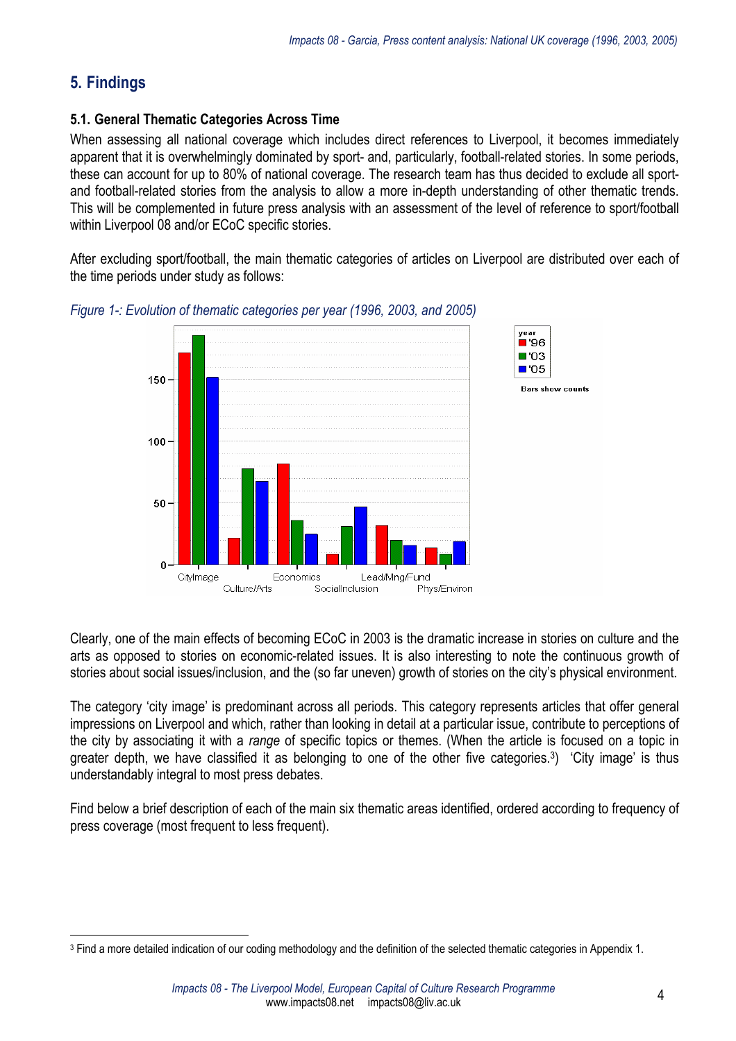## 5. Findings

### 5.1. General Thematic Categories Across Time

When assessing all national coverage which includes direct references to Liverpool, it becomes immediately apparent that it is overwhelmingly dominated by sport- and, particularly, football-related stories. In some periods, these can account for up to 80% of national coverage. The research team has thus decided to exclude all sport- and football-related stories from the analysis to allow a more in-depth understanding of other thematic trends. This will be complemented in future press analysis with an assessment of the level of reference to sport/football within Liverpool 08 and/or ECoC specific stories.

After excluding sport/football, the main thematic categories of articles on Liverpool are distributed over each of the time periods under study as follows:

*Figure 1-: Evolution of thematic categories per year (1996, 2003, and 2005)*

Clearly, one of the main effects of becoming ECoC in 2003 is the dramatic increase in stories on culture and the arts as opposed to stories on economic-related issues. It is also interesting to note the continuous growth of stories about social issues/inclusion, and the (so far uneven) growth of stories on the city's physical environment.

The category 'city image' is predominant across all periods. This category represents articles that offer general impressions on Liverpool and which, rather than looking in detail at a particular issue, contribute to perceptions of the city by associating it with a *range* of specific topics or themes. (When the article is focused on a topic in greater depth, we have classified it as belonging to one of the other five categories.[3]) 'City image' is thus understandably integral to most press debates.

Find below a brief description of each of the main six thematic areas identified, ordered according to frequency of press coverage (most frequent to less frequent).

---

[3] Find a more detailed indication of our coding methodology and the definition of the selected thematic categories in Appendix 1.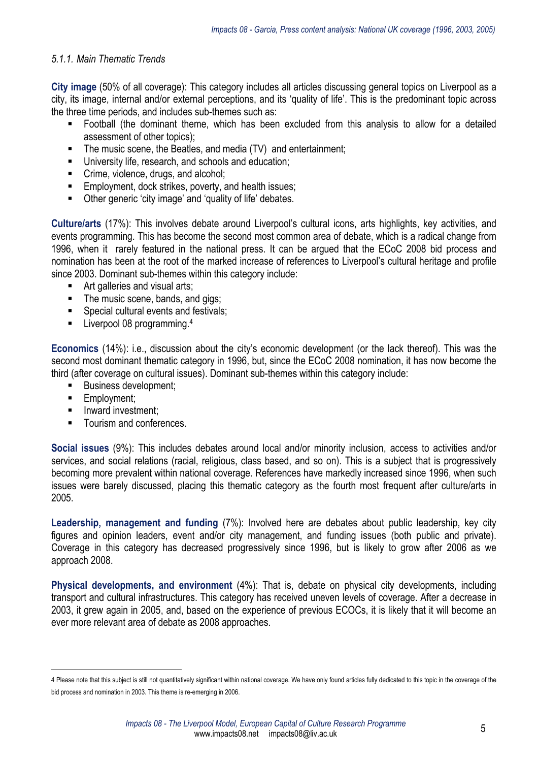### *5.1.1. Main Thematic Trends*

**City image** (50% of all coverage): This category includes all articles discussing general topics on Liverpool as a city, its image, internal and/or external perceptions, and its 'quality of life'. This is the predominant topic across the three time periods, and includes sub-themes such as:

- Football (the dominant theme, which has been excluded from this analysis to allow for a detailed assessment of other topics);
- The music scene, the Beatles, and media (TV) and entertainment;
- University life, research, and schools and education;
- Crime, violence, drugs, and alcohol;
- Employment, dock strikes, poverty, and health issues;
- Other generic 'city image' and 'quality of life' debates.

**Culture/arts** (17%): This involves debate around Liverpool's cultural icons, arts highlights, key activities, and events programming. This has become the second most common area of debate, which is a radical change from 1996, when it rarely featured in the national press. It can be argued that the ECoC 2008 bid process and nomination has been at the root of the marked increase of references to Liverpool's cultural heritage and profile since 2003. Dominant sub-themes within this category include:

- Art galleries and visual arts;
- The music scene, bands, and gigs;
- Special cultural events and festivals;
- Liverpool 08 programming.[4]

**Economics** (14%): i.e., discussion about the city's economic development (or the lack thereof). This was the second most dominant thematic category in 1996, but, since the ECoC 2008 nomination, it has now become the third (after coverage on cultural issues). Dominant sub-themes within this category include:

- Business development;
- Employment;
- Inward investment;
- Tourism and conferences.

**Social issues** (9%): This includes debates around local and/or minority inclusion, access to activities and/or services, and social relations (racial, religious, class based, and so on). This is a subject that is progressively becoming more prevalent within national coverage. References have markedly increased since 1996, when such issues were barely discussed, placing this thematic category as the fourth most frequent after culture/arts in 2005.

**Leadership, management and funding** (7%): Involved here are debates about public leadership, key city figures and opinion leaders, event and/or city management, and funding issues (both public and private). Coverage in this category has decreased progressively since 1996, but is likely to grow after 2006 as we approach 2008.

**Physical developments, and environment** (4%): That is, debate on physical city developments, including transport and cultural infrastructures. This category has received uneven levels of coverage. After a decrease in 2003, it grew again in 2005, and, based on the experience of previous ECOCs, it is likely that it will become an ever more relevant area of debate as 2008 approaches.

---

[4] Please note that this subject is still not quantitatively significant within national coverage. We have only found articles fully dedicated to this topic in the coverage of the bid process and nomination in 2003. This theme is re-emerging in 2006.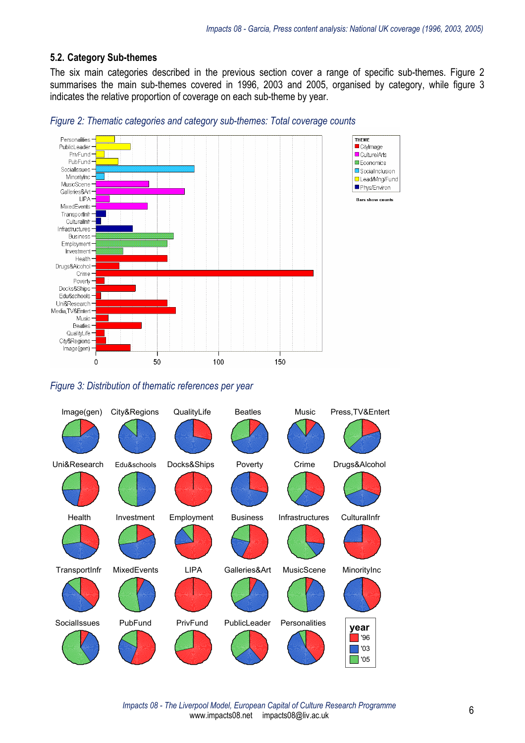### 5.2. Category Sub-themes

The six main categories described in the previous section cover a range of specific sub-themes. Figure 2 summarises the main sub-themes covered in 1996, 2003 and 2005, organised by category, while figure 3 indicates the relative proportion of coverage on each sub-theme by year.

*Figure 2: Thematic categories and category sub-themes: Total coverage counts*

*Figure 3: Distribution of thematic references per year*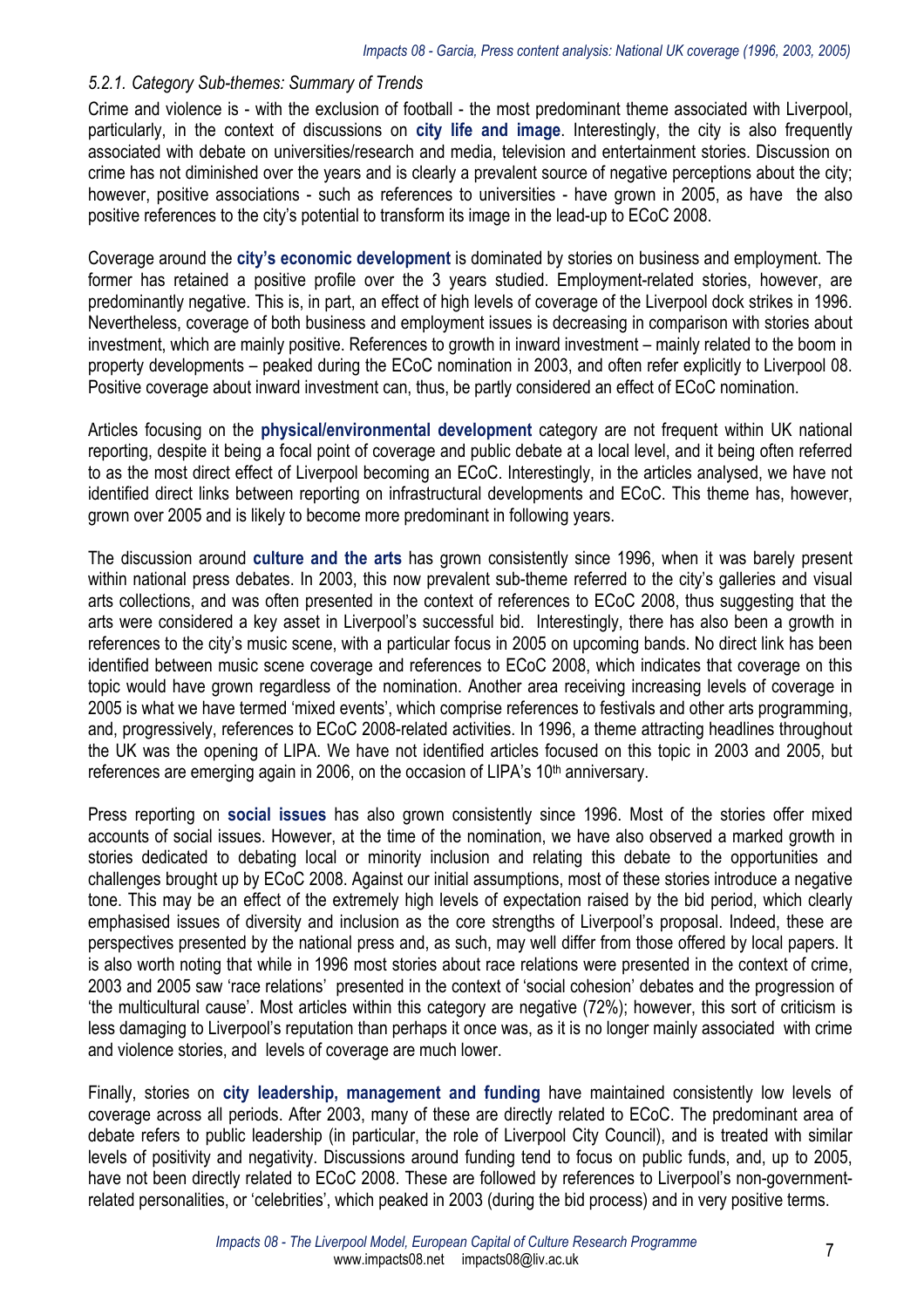### *5.2.1. Category Sub-themes: Summary of Trends*

Crime and violence is - with the exclusion of football - the most predominant theme associated with Liverpool, particularly, in the context of discussions on **city life and image**. Interestingly, the city is also frequently associated with debate on universities/research and media, television and entertainment stories. Discussion on crime has not diminished over the years and is clearly a prevalent source of negative perceptions about the city; however, positive associations - such as references to universities - have grown in 2005, as have the also positive references to the city's potential to transform its image in the lead-up to ECoC 2008.

Coverage around the **city's economic development** is dominated by stories on business and employment. The former has retained a positive profile over the 3 years studied. Employment-related stories, however, are predominantly negative. This is, in part, an effect of high levels of coverage of the Liverpool dock strikes in 1996. Nevertheless, coverage of both business and employment issues is decreasing in comparison with stories about investment, which are mainly positive. References to growth in inward investment – mainly related to the boom in property developments – peaked during the ECoC nomination in 2003, and often refer explicitly to Liverpool 08. Positive coverage about inward investment can, thus, be partly considered an effect of ECoC nomination.

Articles focusing on the **physical/environmental development** category are not frequent within UK national reporting, despite it being a focal point of coverage and public debate at a local level, and it being often referred to as the most direct effect of Liverpool becoming an ECoC. Interestingly, in the articles analysed, we have not identified direct links between reporting on infrastructural developments and ECoC. This theme has, however, grown over 2005 and is likely to become more predominant in following years.

The discussion around **culture and the arts** has grown consistently since 1996, when it was barely present within national press debates. In 2003, this now prevalent sub-theme referred to the city's galleries and visual arts collections, and was often presented in the context of references to ECoC 2008, thus suggesting that the arts were considered a key asset in Liverpool's successful bid. Interestingly, there has also been a growth in references to the city's music scene, with a particular focus in 2005 on upcoming bands. No direct link has been identified between music scene coverage and references to ECoC 2008, which indicates that coverage on this topic would have grown regardless of the nomination. Another area receiving increasing levels of coverage in 2005 is what we have termed 'mixed events', which comprise references to festivals and other arts programming, and, progressively, references to ECoC 2008-related activities. In 1996, a theme attracting headlines throughout the UK was the opening of LIPA. We have not identified articles focused on this topic in 2003 and 2005, but references are emerging again in 2006, on the occasion of LIPA's 10th anniversary.

Press reporting on **social issues** has also grown consistently since 1996. Most of the stories offer mixed accounts of social issues. However, at the time of the nomination, we have also observed a marked growth in stories dedicated to debating local or minority inclusion and relating this debate to the opportunities and challenges brought up by ECoC 2008. Against our initial assumptions, most of these stories introduce a negative tone. This may be an effect of the extremely high levels of expectation raised by the bid period, which clearly emphasised issues of diversity and inclusion as the core strengths of Liverpool's proposal. Indeed, these are perspectives presented by the national press and, as such, may well differ from those offered by local papers. It is also worth noting that while in 1996 most stories about race relations were presented in the context of crime, 2003 and 2005 saw 'race relations' presented in the context of 'social cohesion' debates and the progression of 'the multicultural cause'. Most articles within this category are negative (72%); however, this sort of criticism is less damaging to Liverpool's reputation than perhaps it once was, as it is no longer mainly associated with crime and violence stories, and levels of coverage are much lower.

Finally, stories on **city leadership, management and funding** have maintained consistently low levels of coverage across all periods. After 2003, many of these are directly related to ECoC. The predominant area of debate refers to public leadership (in particular, the role of Liverpool City Council), and is treated with similar levels of positivity and negativity. Discussions around funding tend to focus on public funds, and, up to 2005, have not been directly related to ECoC 2008. These are followed by references to Liverpool's non-government-related personalities, or 'celebrities', which peaked in 2003 (during the bid process) and in very positive terms.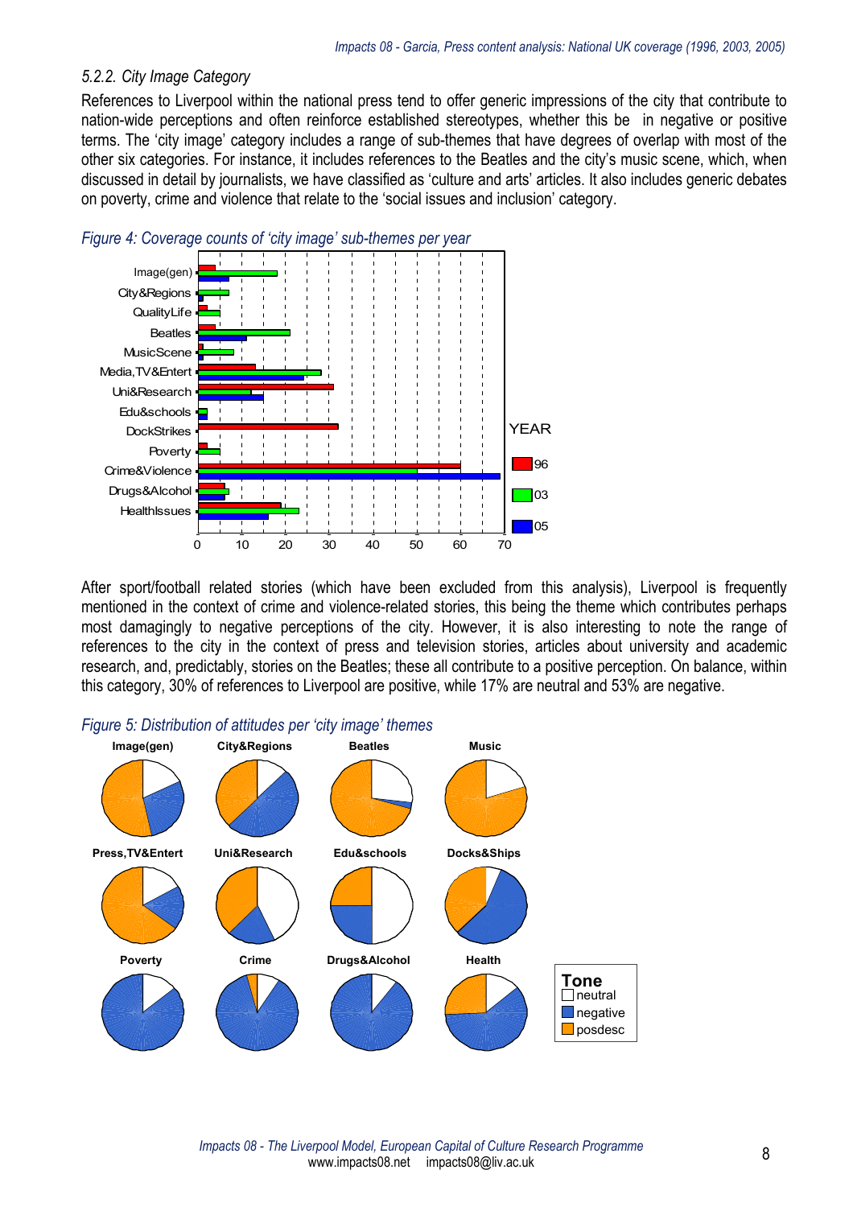### 5.2.2. City Image Category

References to Liverpool within the national press tend to offer generic impressions of the city that contribute to nation-wide perceptions and often reinforce established stereotypes, whether this be in negative or positive terms. The 'city image' category includes a range of sub-themes that have degrees of overlap with most of the other six categories. For instance, it includes references to the Beatles and the city's music scene, which, when discussed in detail by journalists, we have classified as 'culture and arts' articles. It also includes generic debates on poverty, crime and violence that relate to the 'social issues and inclusion' category.

*Figure 4: Coverage counts of 'city image' sub-themes per year*

After sport/football related stories (which have been excluded from this analysis), Liverpool is frequently mentioned in the context of crime and violence-related stories, this being the theme which contributes perhaps most damagingly to negative perceptions of the city. However, it is also interesting to note the range of references to the city in the context of press and television stories, articles about university and academic research, and, predictably, stories on the Beatles; these all contribute to a positive perception. On balance, within this category, 30% of references to Liverpool are positive, while 17% are neutral and 53% are negative.

*Figure 5: Distribution of attitudes per 'city image' themes*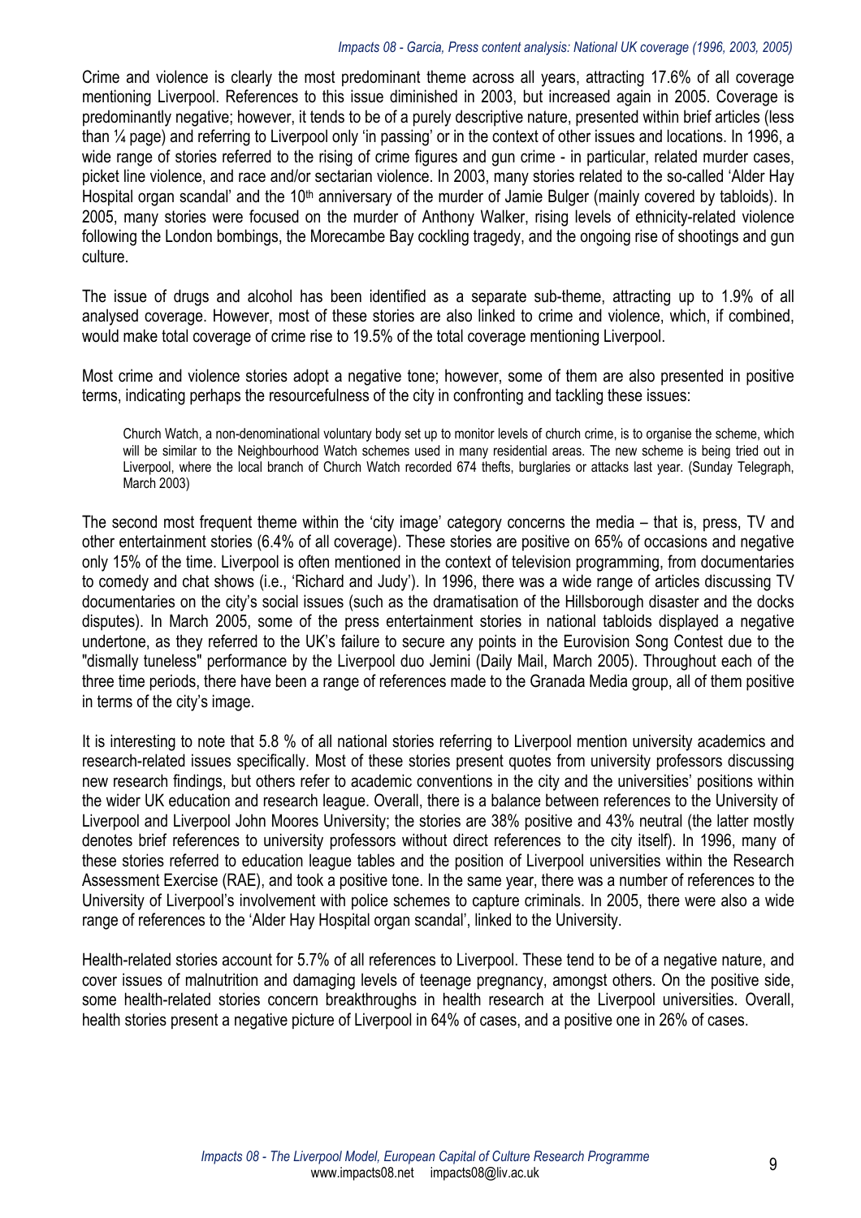Crime and violence is clearly the most predominant theme across all years, attracting 17.6% of all coverage mentioning Liverpool. References to this issue diminished in 2003, but increased again in 2005. Coverage is predominantly negative; however, it tends to be of a purely descriptive nature, presented within brief articles (less than ¼ page) and referring to Liverpool only 'in passing' or in the context of other issues and locations. In 1996, a wide range of stories referred to the rising of crime figures and gun crime - in particular, related murder cases, picket line violence, and race and/or sectarian violence. In 2003, many stories related to the so-called 'Alder Hay Hospital organ scandal' and the 10th anniversary of the murder of Jamie Bulger (mainly covered by tabloids). In 2005, many stories were focused on the murder of Anthony Walker, rising levels of ethnicity-related violence following the London bombings, the Morecambe Bay cockling tragedy, and the ongoing rise of shootings and gun culture.

The issue of drugs and alcohol has been identified as a separate sub-theme, attracting up to 1.9% of all analysed coverage. However, most of these stories are also linked to crime and violence, which, if combined, would make total coverage of crime rise to 19.5% of the total coverage mentioning Liverpool.

Most crime and violence stories adopt a negative tone; however, some of them are also presented in positive terms, indicating perhaps the resourcefulness of the city in confronting and tackling these issues:

> Church Watch, a non-denominational voluntary body set up to monitor levels of church crime, is to organise the scheme, which will be similar to the Neighbourhood Watch schemes used in many residential areas. The new scheme is being tried out in Liverpool, where the local branch of Church Watch recorded 674 thefts, burglaries or attacks last year. (Sunday Telegraph, March 2003)

The second most frequent theme within the 'city image' category concerns the media – that is, press, TV and other entertainment stories (6.4% of all coverage). These stories are positive on 65% of occasions and negative only 15% of the time. Liverpool is often mentioned in the context of television programming, from documentaries to comedy and chat shows (i.e., 'Richard and Judy'). In 1996, there was a wide range of articles discussing TV documentaries on the city's social issues (such as the dramatisation of the Hillsborough disaster and the docks disputes). In March 2005, some of the press entertainment stories in national tabloids displayed a negative undertone, as they referred to the UK's failure to secure any points in the Eurovision Song Contest due to the "dismally tuneless" performance by the Liverpool duo Jemini (Daily Mail, March 2005). Throughout each of the three time periods, there have been a range of references made to the Granada Media group, all of them positive in terms of the city's image.

It is interesting to note that 5.8 % of all national stories referring to Liverpool mention university academics and research-related issues specifically. Most of these stories present quotes from university professors discussing new research findings, but others refer to academic conventions in the city and the universities' positions within the wider UK education and research league. Overall, there is a balance between references to the University of Liverpool and Liverpool John Moores University; the stories are 38% positive and 43% neutral (the latter mostly denotes brief references to university professors without direct references to the city itself). In 1996, many of these stories referred to education league tables and the position of Liverpool universities within the Research Assessment Exercise (RAE), and took a positive tone. In the same year, there was a number of references to the University of Liverpool's involvement with police schemes to capture criminals. In 2005, there were also a wide range of references to the 'Alder Hay Hospital organ scandal', linked to the University.

Health-related stories account for 5.7% of all references to Liverpool. These tend to be of a negative nature, and cover issues of malnutrition and damaging levels of teenage pregnancy, amongst others. On the positive side, some health-related stories concern breakthroughs in health research at the Liverpool universities. Overall, health stories present a negative picture of Liverpool in 64% of cases, and a positive one in 26% of cases.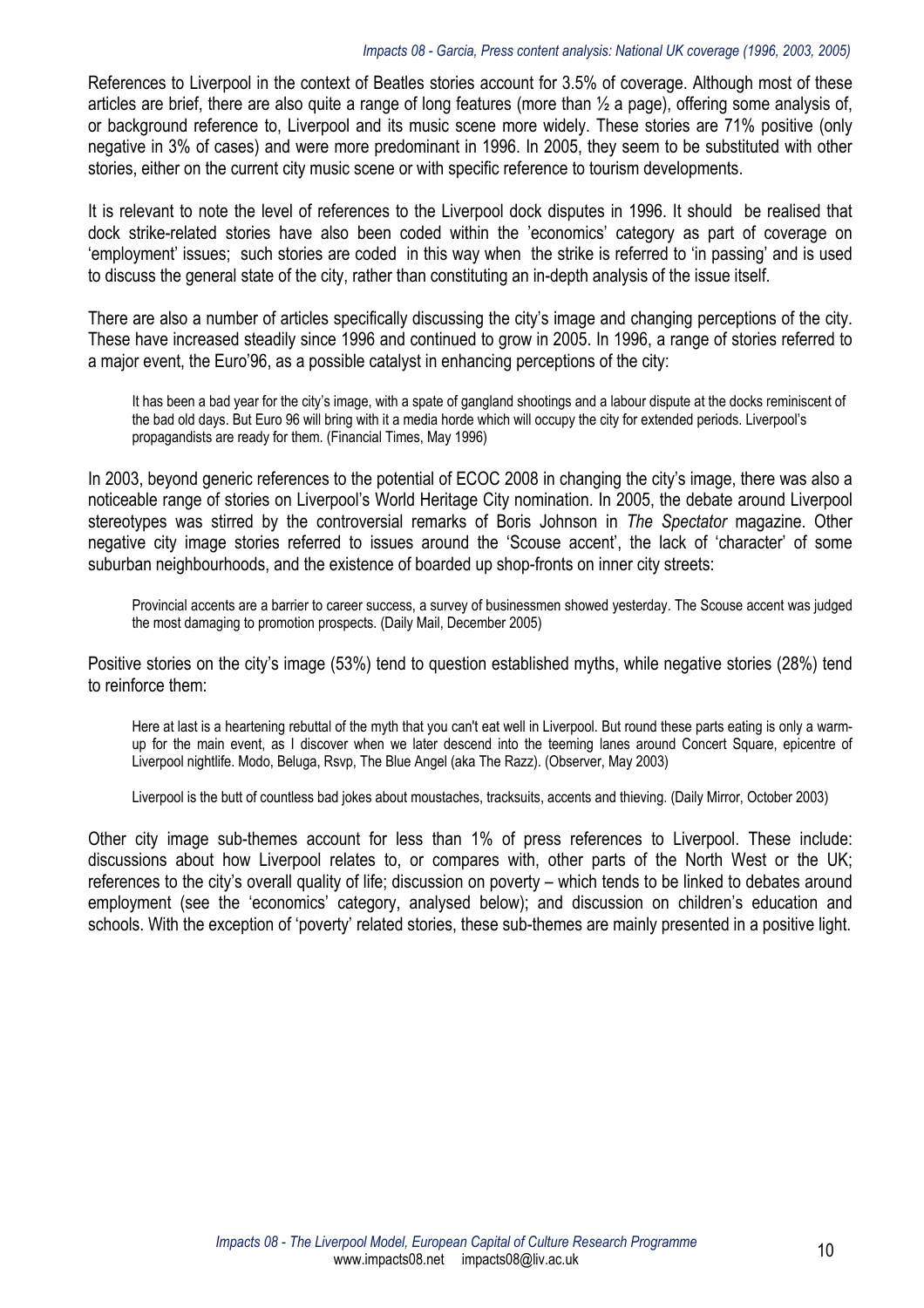References to Liverpool in the context of Beatles stories account for 3.5% of coverage. Although most of these articles are brief, there are also quite a range of long features (more than ½ a page), offering some analysis of, or background reference to, Liverpool and its music scene more widely. These stories are 71% positive (only negative in 3% of cases) and were more predominant in 1996. In 2005, they seem to be substituted with other stories, either on the current city music scene or with specific reference to tourism developments.

It is relevant to note the level of references to the Liverpool dock disputes in 1996. It should be realised that dock strike-related stories have also been coded within the 'economics' category as part of coverage on 'employment' issues; such stories are coded in this way when the strike is referred to 'in passing' and is used to discuss the general state of the city, rather than constituting an in-depth analysis of the issue itself.

There are also a number of articles specifically discussing the city's image and changing perceptions of the city. These have increased steadily since 1996 and continued to grow in 2005. In 1996, a range of stories referred to a major event, the Euro'96, as a possible catalyst in enhancing perceptions of the city:

> It has been a bad year for the city's image, with a spate of gangland shootings and a labour dispute at the docks reminiscent of the bad old days. But Euro 96 will bring with it a media horde which will occupy the city for extended periods. Liverpool's propagandists are ready for them. (Financial Times, May 1996)

In 2003, beyond generic references to the potential of ECOC 2008 in changing the city's image, there was also a noticeable range of stories on Liverpool's World Heritage City nomination. In 2005, the debate around Liverpool stereotypes was stirred by the controversial remarks of Boris Johnson in *The Spectator* magazine. Other negative city image stories referred to issues around the 'Scouse accent', the lack of 'character' of some suburban neighbourhoods, and the existence of boarded up shop-fronts on inner city streets:

> Provincial accents are a barrier to career success, a survey of businessmen showed yesterday. The Scouse accent was judged the most damaging to promotion prospects. (Daily Mail, December 2005)

Positive stories on the city's image (53%) tend to question established myths, while negative stories (28%) tend to reinforce them:

> Here at last is a heartening rebuttal of the myth that you can't eat well in Liverpool. But round these parts eating is only a warm-up for the main event, as I discover when we later descend into the teeming lanes around Concert Square, epicentre of Liverpool nightlife. Modo, Beluga, Rsvp, The Blue Angel (aka The Razz). (Observer, May 2003)

> Liverpool is the butt of countless bad jokes about moustaches, tracksuits, accents and thieving. (Daily Mirror, October 2003)

Other city image sub-themes account for less than 1% of press references to Liverpool. These include: discussions about how Liverpool relates to, or compares with, other parts of the North West or the UK; references to the city's overall quality of life; discussion on poverty – which tends to be linked to debates around employment (see the 'economics' category, analysed below); and discussion on children's education and schools. With the exception of 'poverty' related stories, these sub-themes are mainly presented in a positive light.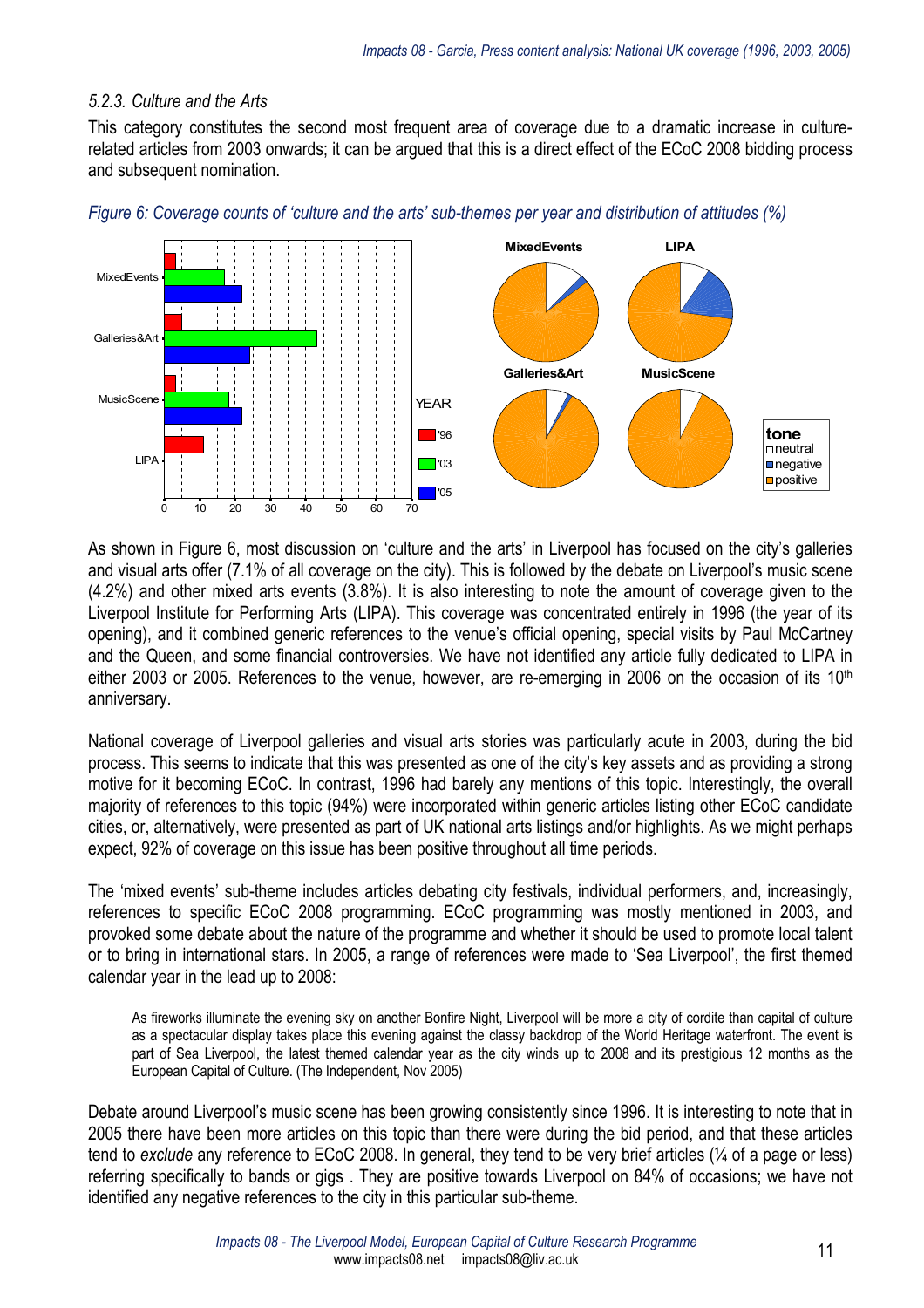### 5.2.3. Culture and the Arts

This category constitutes the second most frequent area of coverage due to a dramatic increase in culture-related articles from 2003 onwards; it can be argued that this is a direct effect of the ECoC 2008 bidding process and subsequent nomination.

*Figure 6: Coverage counts of 'culture and the arts' sub-themes per year and distribution of attitudes (%)*

As shown in Figure 6, most discussion on 'culture and the arts' in Liverpool has focused on the city's galleries and visual arts offer (7.1% of all coverage on the city). This is followed by the debate on Liverpool's music scene (4.2%) and other mixed arts events (3.8%). It is also interesting to note the amount of coverage given to the Liverpool Institute for Performing Arts (LIPA). This coverage was concentrated entirely in 1996 (the year of its opening), and it combined generic references to the venue's official opening, special visits by Paul McCartney and the Queen, and some financial controversies. We have not identified any article fully dedicated to LIPA in either 2003 or 2005. References to the venue, however, are re-emerging in 2006 on the occasion of its 10th anniversary.

National coverage of Liverpool galleries and visual arts stories was particularly acute in 2003, during the bid process. This seems to indicate that this was presented as one of the city's key assets and as providing a strong motive for it becoming ECoC. In contrast, 1996 had barely any mentions of this topic. Interestingly, the overall majority of references to this topic (94%) were incorporated within generic articles listing other ECoC candidate cities, or, alternatively, were presented as part of UK national arts listings and/or highlights. As we might perhaps expect, 92% of coverage on this issue has been positive throughout all time periods.

The 'mixed events' sub-theme includes articles debating city festivals, individual performers, and, increasingly, references to specific ECoC 2008 programming. ECoC programming was mostly mentioned in 2003, and provoked some debate about the nature of the programme and whether it should be used to promote local talent or to bring in international stars. In 2005, a range of references were made to 'Sea Liverpool', the first themed calendar year in the lead up to 2008:

> As fireworks illuminate the evening sky on another Bonfire Night, Liverpool will be more a city of cordite than capital of culture as a spectacular display takes place this evening against the classy backdrop of the World Heritage waterfront. The event is part of Sea Liverpool, the latest themed calendar year as the city winds up to 2008 and its prestigious 12 months as the European Capital of Culture. (The Independent, Nov 2005)

Debate around Liverpool's music scene has been growing consistently since 1996. It is interesting to note that in 2005 there have been more articles on this topic than there were during the bid period, and that these articles tend to *exclude* any reference to ECoC 2008. In general, they tend to be very brief articles (¼ of a page or less) referring specifically to bands or gigs . They are positive towards Liverpool on 84% of occasions; we have not identified any negative references to the city in this particular sub-theme.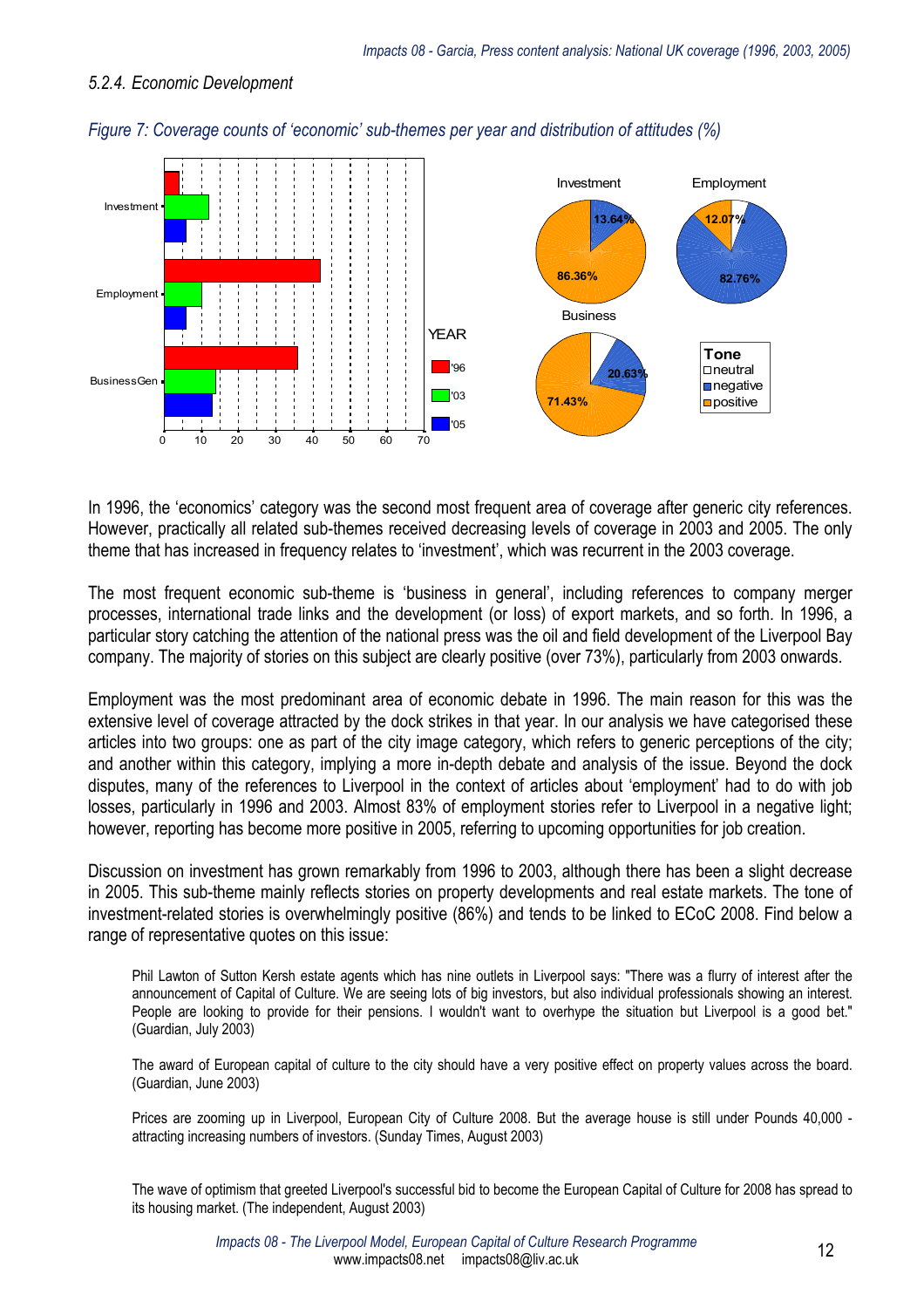### 5.2.4. Economic Development

*Figure 7: Coverage counts of 'economic' sub-themes per year and distribution of attitudes (%)*

In 1996, the 'economics' category was the second most frequent area of coverage after generic city references. However, practically all related sub-themes received decreasing levels of coverage in 2003 and 2005. The only theme that has increased in frequency relates to 'investment', which was recurrent in the 2003 coverage.

The most frequent economic sub-theme is 'business in general', including references to company merger processes, international trade links and the development (or loss) of export markets, and so forth. In 1996, a particular story catching the attention of the national press was the oil and field development of the Liverpool Bay company. The majority of stories on this subject are clearly positive (over 73%), particularly from 2003 onwards.

Employment was the most predominant area of economic debate in 1996. The main reason for this was the extensive level of coverage attracted by the dock strikes in that year. In our analysis we have categorised these articles into two groups: one as part of the city image category, which refers to generic perceptions of the city; and another within this category, implying a more in-depth debate and analysis of the issue. Beyond the dock disputes, many of the references to Liverpool in the context of articles about 'employment' had to do with job losses, particularly in 1996 and 2003. Almost 83% of employment stories refer to Liverpool in a negative light; however, reporting has become more positive in 2005, referring to upcoming opportunities for job creation.

Discussion on investment has grown remarkably from 1996 to 2003, although there has been a slight decrease in 2005. This sub-theme mainly reflects stories on property developments and real estate markets. The tone of investment-related stories is overwhelmingly positive (86%) and tends to be linked to ECoC 2008. Find below a range of representative quotes on this issue:

> Phil Lawton of Sutton Kersh estate agents which has nine outlets in Liverpool says: "There was a flurry of interest after the announcement of Capital of Culture. We are seeing lots of big investors, but also individual professionals showing an interest. People are looking to provide for their pensions. I wouldn't want to overhype the situation but Liverpool is a good bet." (Guardian, July 2003)

> The award of European capital of culture to the city should have a very positive effect on property values across the board. (Guardian, June 2003)

> Prices are zooming up in Liverpool, European City of Culture 2008. But the average house is still under Pounds 40,000 - attracting increasing numbers of investors. (Sunday Times, August 2003)

> The wave of optimism that greeted Liverpool's successful bid to become the European Capital of Culture for 2008 has spread to its housing market. (The independent, August 2003)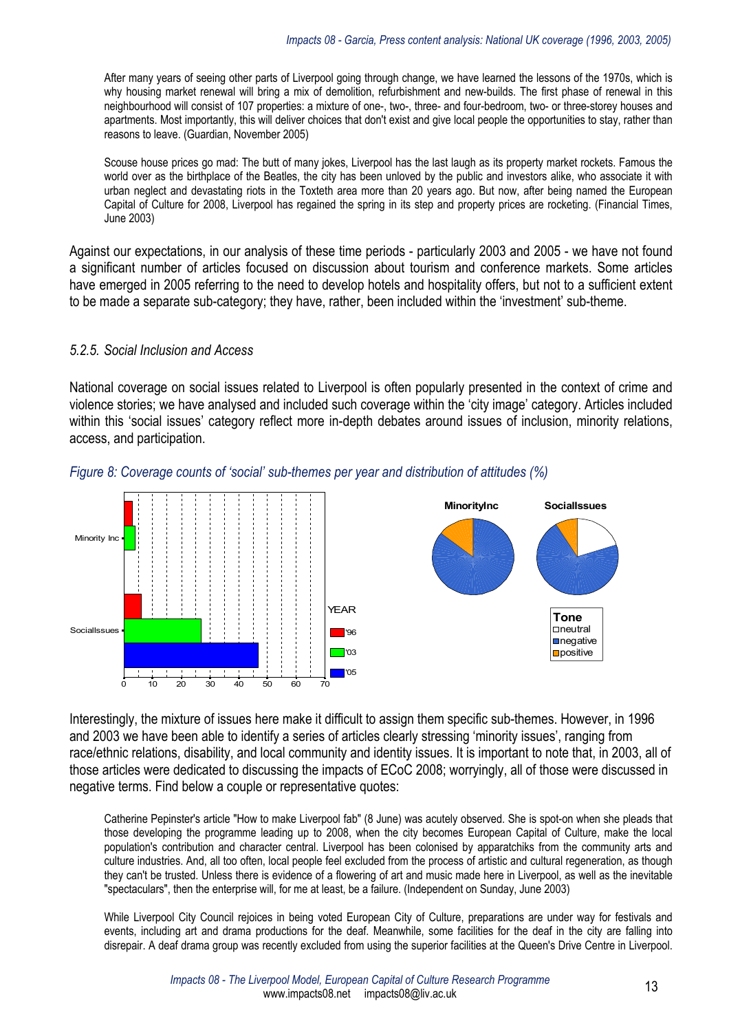> After many years of seeing other parts of Liverpool going through change, we have learned the lessons of the 1970s, which is why housing market renewal will bring a mix of demolition, refurbishment and new-builds. The first phase of renewal in this neighbourhood will consist of 107 properties: a mixture of one-, two-, three- and four-bedroom, two- or three-storey houses and apartments. Most importantly, this will deliver choices that don't exist and give local people the opportunities to stay, rather than reasons to leave. (Guardian, November 2005)

> Scouse house prices go mad: The butt of many jokes, Liverpool has the last laugh as its property market rockets. Famous the world over as the birthplace of the Beatles, the city has been unloved by the public and investors alike, who associate it with urban neglect and devastating riots in the Toxteth area more than 20 years ago. But now, after being named the European Capital of Culture for 2008, Liverpool has regained the spring in its step and property prices are rocketing. (Financial Times, June 2003)

Against our expectations, in our analysis of these time periods - particularly 2003 and 2005 - we have not found a significant number of articles focused on discussion about tourism and conference markets. Some articles have emerged in 2005 referring to the need to develop hotels and hospitality offers, but not to a sufficient extent to be made a separate sub-category; they have, rather, been included within the 'investment' sub-theme.

### *5.2.5. Social Inclusion and Access*

National coverage on social issues related to Liverpool is often popularly presented in the context of crime and violence stories; we have analysed and included such coverage within the 'city image' category. Articles included within this 'social issues' category reflect more in-depth debates around issues of inclusion, minority relations, access, and participation.

*Figure 8: Coverage counts of 'social' sub-themes per year and distribution of attitudes (%)*

Interestingly, the mixture of issues here make it difficult to assign them specific sub-themes. However, in 1996 and 2003 we have been able to identify a series of articles clearly stressing 'minority issues', ranging from race/ethnic relations, disability, and local community and identity issues. It is important to note that, in 2003, all of those articles were dedicated to discussing the impacts of ECoC 2008; worryingly, all of those were discussed in negative terms. Find below a couple or representative quotes:

> Catherine Pepinster's article "How to make Liverpool fab" (8 June) was acutely observed. She is spot-on when she pleads that those developing the programme leading up to 2008, when the city becomes European Capital of Culture, make the local population's contribution and character central. Liverpool has been colonised by apparatchiks from the community arts and culture industries. And, all too often, local people feel excluded from the process of artistic and cultural regeneration, as though they can't be trusted. Unless there is evidence of a flowering of art and music made here in Liverpool, as well as the inevitable "spectaculars", then the enterprise will, for me at least, be a failure. (Independent on Sunday, June 2003)

> While Liverpool City Council rejoices in being voted European City of Culture, preparations are under way for festivals and events, including art and drama productions for the deaf. Meanwhile, some facilities for the deaf in the city are falling into disrepair. A deaf drama group was recently excluded from using the superior facilities at the Queen's Drive Centre in Liverpool.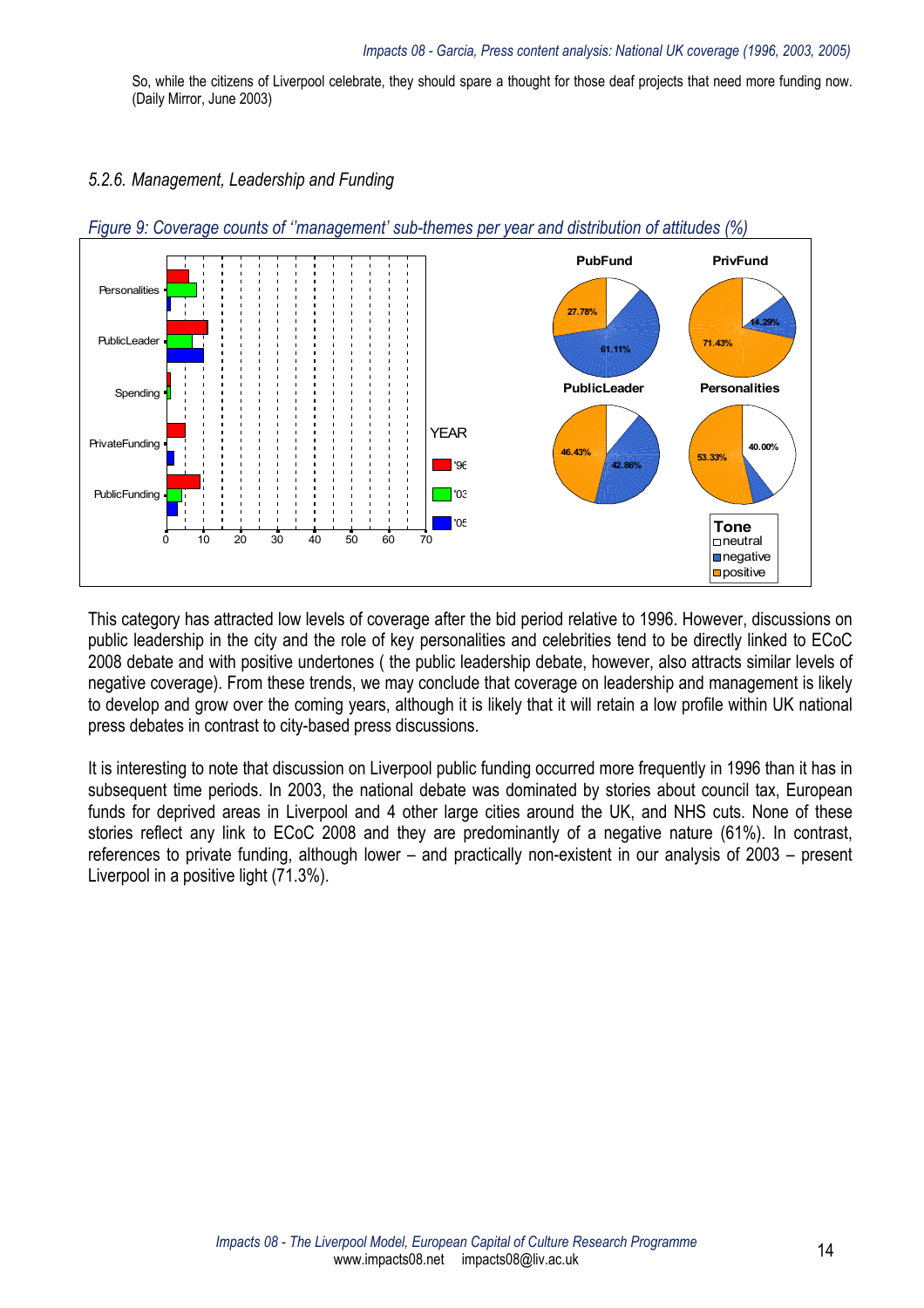So, while the citizens of Liverpool celebrate, they should spare a thought for those deaf projects that need more funding now. (Daily Mirror, June 2003)

### *5.2.6. Management, Leadership and Funding*

*Figure 9: Coverage counts of ''management' sub-themes per year and distribution of attitudes (%)*

This category has attracted low levels of coverage after the bid period relative to 1996. However, discussions on public leadership in the city and the role of key personalities and celebrities tend to be directly linked to ECoC 2008 debate and with positive undertones ( the public leadership debate, however, also attracts similar levels of negative coverage). From these trends, we may conclude that coverage on leadership and management is likely to develop and grow over the coming years, although it is likely that it will retain a low profile within UK national press debates in contrast to city-based press discussions.

It is interesting to note that discussion on Liverpool public funding occurred more frequently in 1996 than it has in subsequent time periods. In 2003, the national debate was dominated by stories about council tax, European funds for deprived areas in Liverpool and 4 other large cities around the UK, and NHS cuts. None of these stories reflect any link to ECoC 2008 and they are predominantly of a negative nature (61%). In contrast, references to private funding, although lower – and practically non-existent in our analysis of 2003 – present Liverpool in a positive light (71.3%).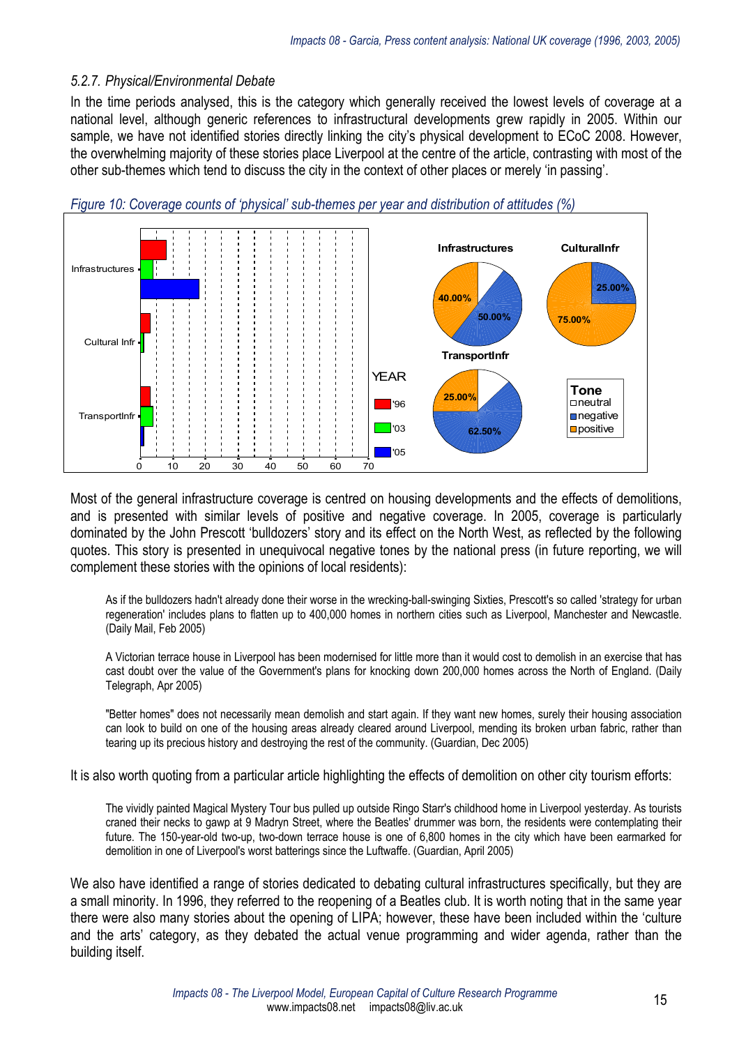### 5.2.7. Physical/Environmental Debate

In the time periods analysed, this is the category which generally received the lowest levels of coverage at a national level, although generic references to infrastructural developments grew rapidly in 2005. Within our sample, we have not identified stories directly linking the city's physical development to ECoC 2008. However, the overwhelming majority of these stories place Liverpool at the centre of the article, contrasting with most of the other sub-themes which tend to discuss the city in the context of other places or merely 'in passing'.

*Figure 10: Coverage counts of 'physical' sub-themes per year and distribution of attitudes (%)*

Most of the general infrastructure coverage is centred on housing developments and the effects of demolitions, and is presented with similar levels of positive and negative coverage. In 2005, coverage is particularly dominated by the John Prescott 'bulldozers' story and its effect on the North West, as reflected by the following quotes. This story is presented in unequivocal negative tones by the national press (in future reporting, we will complement these stories with the opinions of local residents):

> As if the bulldozers hadn't already done their worse in the wrecking-ball-swinging Sixties, Prescott's so called 'strategy for urban regeneration' includes plans to flatten up to 400,000 homes in northern cities such as Liverpool, Manchester and Newcastle. (Daily Mail, Feb 2005)

> A Victorian terrace house in Liverpool has been modernised for little more than it would cost to demolish in an exercise that has cast doubt over the value of the Government's plans for knocking down 200,000 homes across the North of England. (Daily Telegraph, Apr 2005)

> "Better homes" does not necessarily mean demolish and start again. If they want new homes, surely their housing association can look to build on one of the housing areas already cleared around Liverpool, mending its broken urban fabric, rather than tearing up its precious history and destroying the rest of the community. (Guardian, Dec 2005)

It is also worth quoting from a particular article highlighting the effects of demolition on other city tourism efforts:

> The vividly painted Magical Mystery Tour bus pulled up outside Ringo Starr's childhood home in Liverpool yesterday. As tourists craned their necks to gawp at 9 Madryn Street, where the Beatles' drummer was born, the residents were contemplating their future. The 150-year-old two-up, two-down terrace house is one of 6,800 homes in the city which have been earmarked for demolition in one of Liverpool's worst batterings since the Luftwaffe. (Guardian, April 2005)

We also have identified a range of stories dedicated to debating cultural infrastructures specifically, but they are a small minority. In 1996, they referred to the reopening of a Beatles club. It is worth noting that in the same year there were also many stories about the opening of LIPA; however, these have been included within the 'culture and the arts' category, as they debated the actual venue programming and wider agenda, rather than the building itself.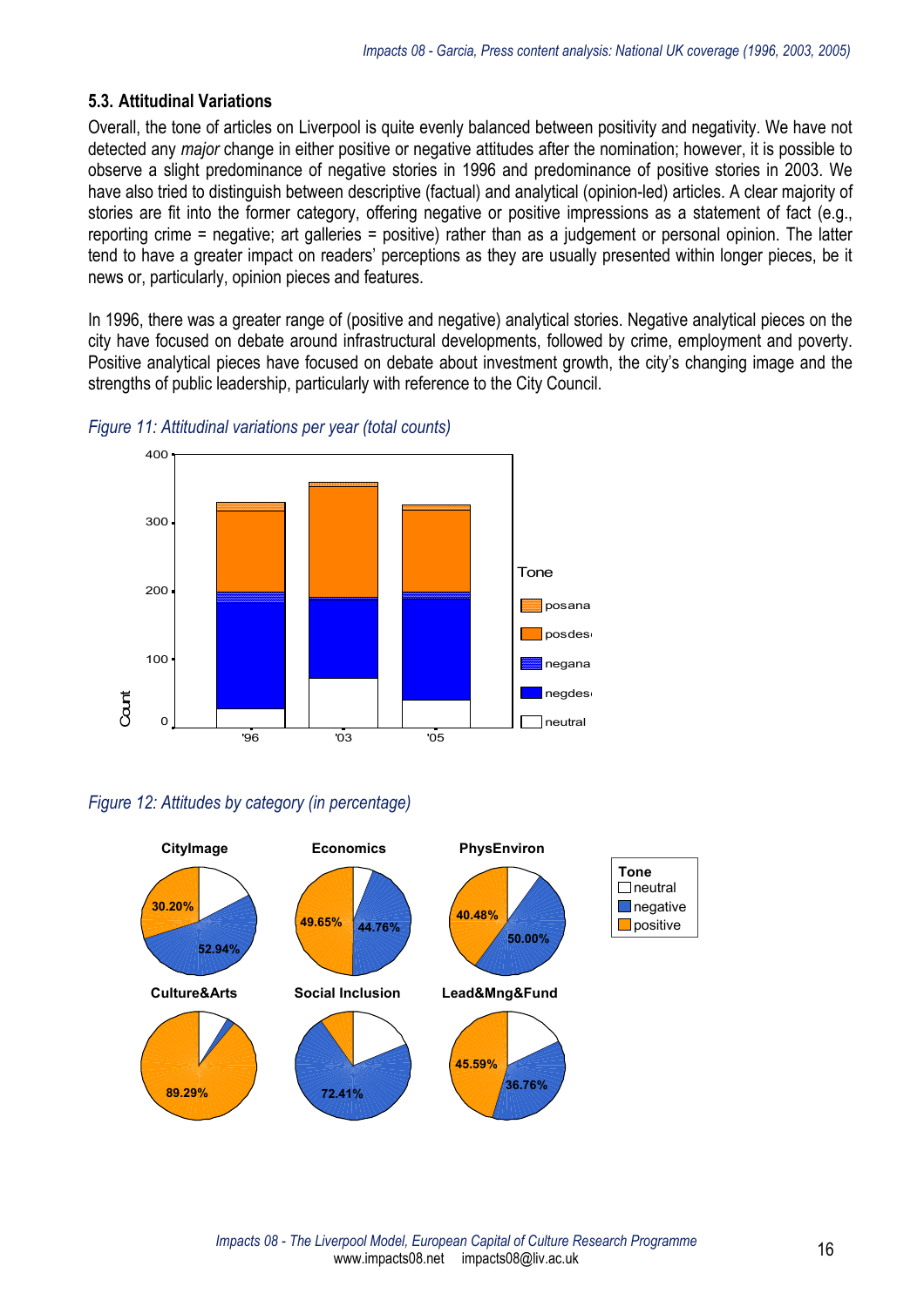### 5.3. Attitudinal Variations

Overall, the tone of articles on Liverpool is quite evenly balanced between positivity and negativity. We have not detected any *major* change in either positive or negative attitudes after the nomination; however, it is possible to observe a slight predominance of negative stories in 1996 and predominance of positive stories in 2003. We have also tried to distinguish between descriptive (factual) and analytical (opinion-led) articles. A clear majority of stories are fit into the former category, offering negative or positive impressions as a statement of fact (e.g., reporting crime = negative; art galleries = positive) rather than as a judgement or personal opinion. The latter tend to have a greater impact on readers' perceptions as they are usually presented within longer pieces, be it news or, particularly, opinion pieces and features.

In 1996, there was a greater range of (positive and negative) analytical stories. Negative analytical pieces on the city have focused on debate around infrastructural developments, followed by crime, employment and poverty. Positive analytical pieces have focused on debate about investment growth, the city's changing image and the strengths of public leadership, particularly with reference to the City Council.

*Figure 11: Attitudinal variations per year (total counts)*

*Figure 12: Attitudes by category (in percentage)*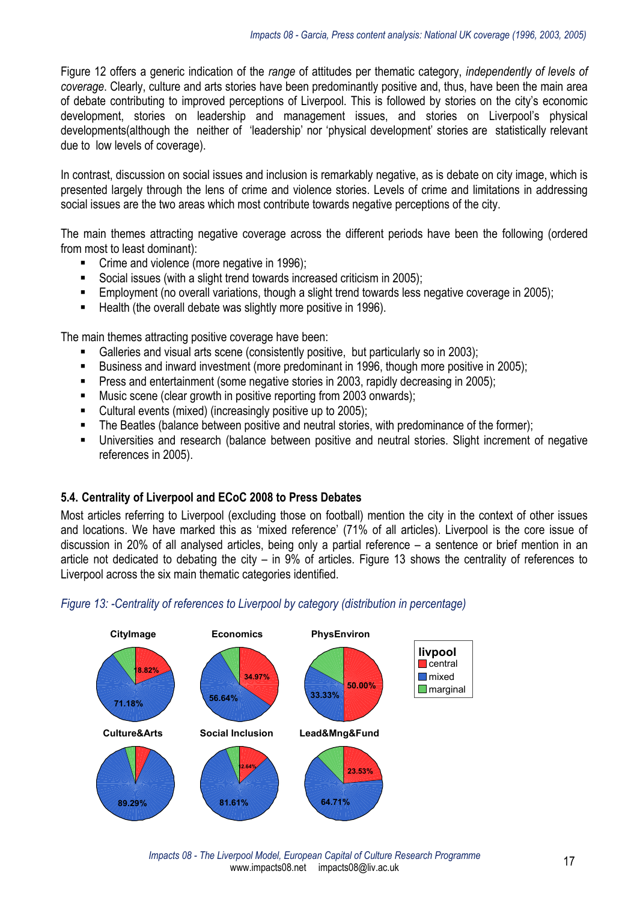Figure 12 offers a generic indication of the *range* of attitudes per thematic category, *independently of levels of coverage*. Clearly, culture and arts stories have been predominantly positive and, thus, have been the main area of debate contributing to improved perceptions of Liverpool. This is followed by stories on the city's economic development, stories on leadership and management issues, and stories on Liverpool's physical developments(although the neither of 'leadership' nor 'physical development' stories are statistically relevant due to low levels of coverage).

In contrast, discussion on social issues and inclusion is remarkably negative, as is debate on city image, which is presented largely through the lens of crime and violence stories. Levels of crime and limitations in addressing social issues are the two areas which most contribute towards negative perceptions of the city.

The main themes attracting negative coverage across the different periods have been the following (ordered from most to least dominant):

- Crime and violence (more negative in 1996);
- Social issues (with a slight trend towards increased criticism in 2005);
- Employment (no overall variations, though a slight trend towards less negative coverage in 2005);
- Health (the overall debate was slightly more positive in 1996).

The main themes attracting positive coverage have been:

- Galleries and visual arts scene (consistently positive, but particularly so in 2003);
- Business and inward investment (more predominant in 1996, though more positive in 2005);
- Press and entertainment (some negative stories in 2003, rapidly decreasing in 2005);
- Music scene (clear growth in positive reporting from 2003 onwards);
- Cultural events (mixed) (increasingly positive up to 2005);
- The Beatles (balance between positive and neutral stories, with predominance of the former);
- Universities and research (balance between positive and neutral stories. Slight increment of negative references in 2005).

### 5.4. Centrality of Liverpool and ECoC 2008 to Press Debates

Most articles referring to Liverpool (excluding those on football) mention the city in the context of other issues and locations. We have marked this as 'mixed reference' (71% of all articles). Liverpool is the core issue of discussion in 20% of all analysed articles, being only a partial reference – a sentence or brief mention in an article not dedicated to debating the city – in 9% of articles. Figure 13 shows the centrality of references to Liverpool across the six main thematic categories identified.

*Figure 13: -Centrality of references to Liverpool by category (distribution in percentage)*

| Category | central | mixed | marginal |
|---|---|---|---|
| CityImage | 18.82% | 71.18% | |
| Economics | 34.97% | 56.64% | |
| PhysEnviron | 50.00% | 33.33% | |
| Culture&Arts | | 89.29% | |
| Social Inclusion | 12.64% | 81.61% | |
| Lead&Mng&Fund | 23.53% | 64.71% | |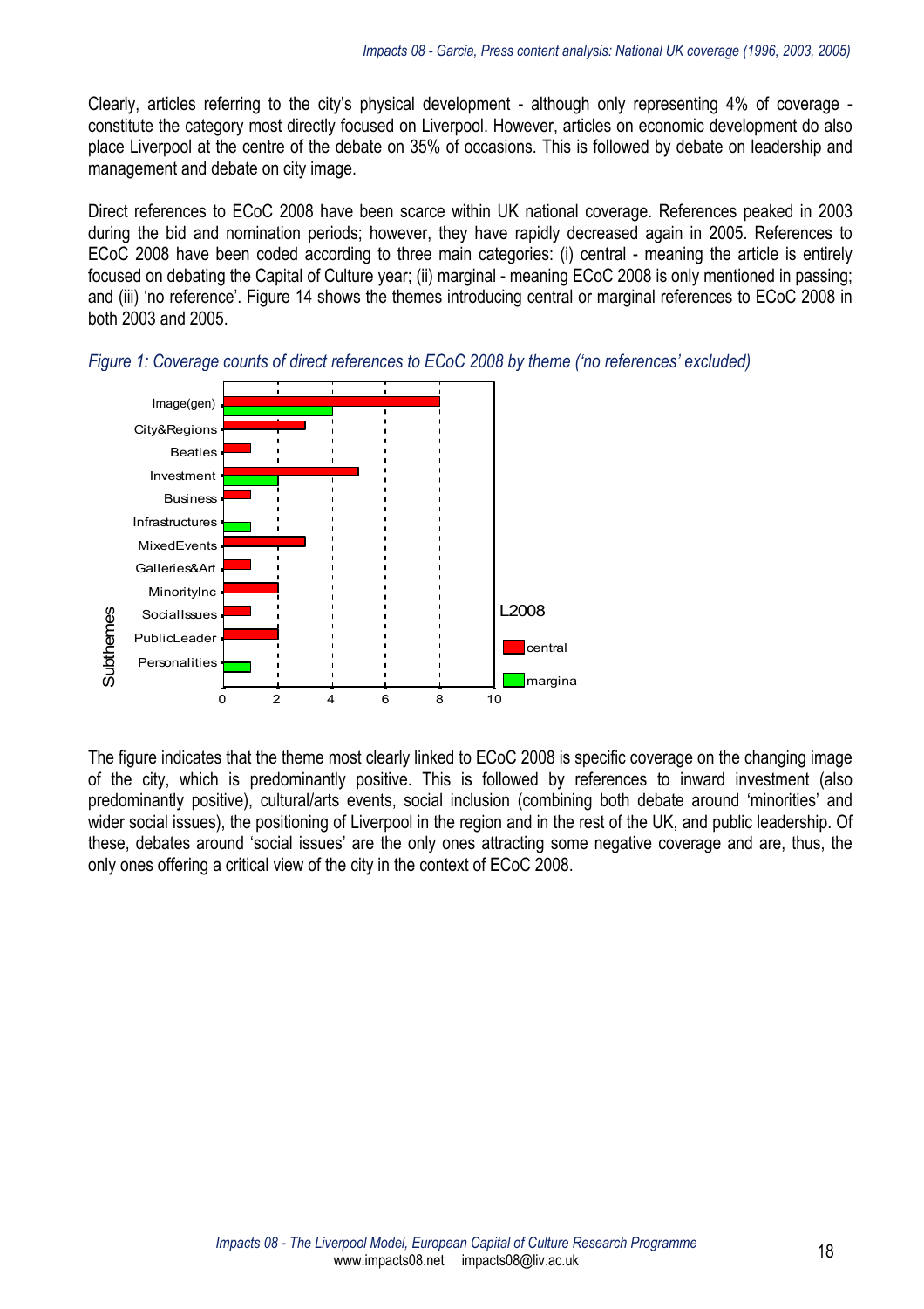Clearly, articles referring to the city's physical development - although only representing 4% of coverage - constitute the category most directly focused on Liverpool. However, articles on economic development do also place Liverpool at the centre of the debate on 35% of occasions. This is followed by debate on leadership and management and debate on city image.

Direct references to ECoC 2008 have been scarce within UK national coverage. References peaked in 2003 during the bid and nomination periods; however, they have rapidly decreased again in 2005. References to ECoC 2008 have been coded according to three main categories: (i) central - meaning the article is entirely focused on debating the Capital of Culture year; (ii) marginal - meaning ECoC 2008 is only mentioned in passing; and (iii) 'no reference'. Figure 14 shows the themes introducing central or marginal references to ECoC 2008 in both 2003 and 2005.

*Figure 1: Coverage counts of direct references to ECoC 2008 by theme ('no references' excluded)*

| Subthemes | central | marginal |
|---|---|---|
| Image(gen) | 8 | 4 |
| City&Regions | 3 | |
| Beatles | 1 | |
| Investment | 5 | 2 |
| Business | 1 | |
| Infrastructures | | 1 |
| MixedEvents | 3 | |
| Galleries&Art | 1 | |
| MinorityInc | 2 | |
| SocialIssues | 1 | |
| PublicLeader | 2 | |
| Personalities | | 1 |

The figure indicates that the theme most clearly linked to ECoC 2008 is specific coverage on the changing image of the city, which is predominantly positive. This is followed by references to inward investment (also predominantly positive), cultural/arts events, social inclusion (combining both debate around 'minorities' and wider social issues), the positioning of Liverpool in the region and in the rest of the UK, and public leadership. Of these, debates around 'social issues' are the only ones attracting some negative coverage and are, thus, the only ones offering a critical view of the city in the context of ECoC 2008.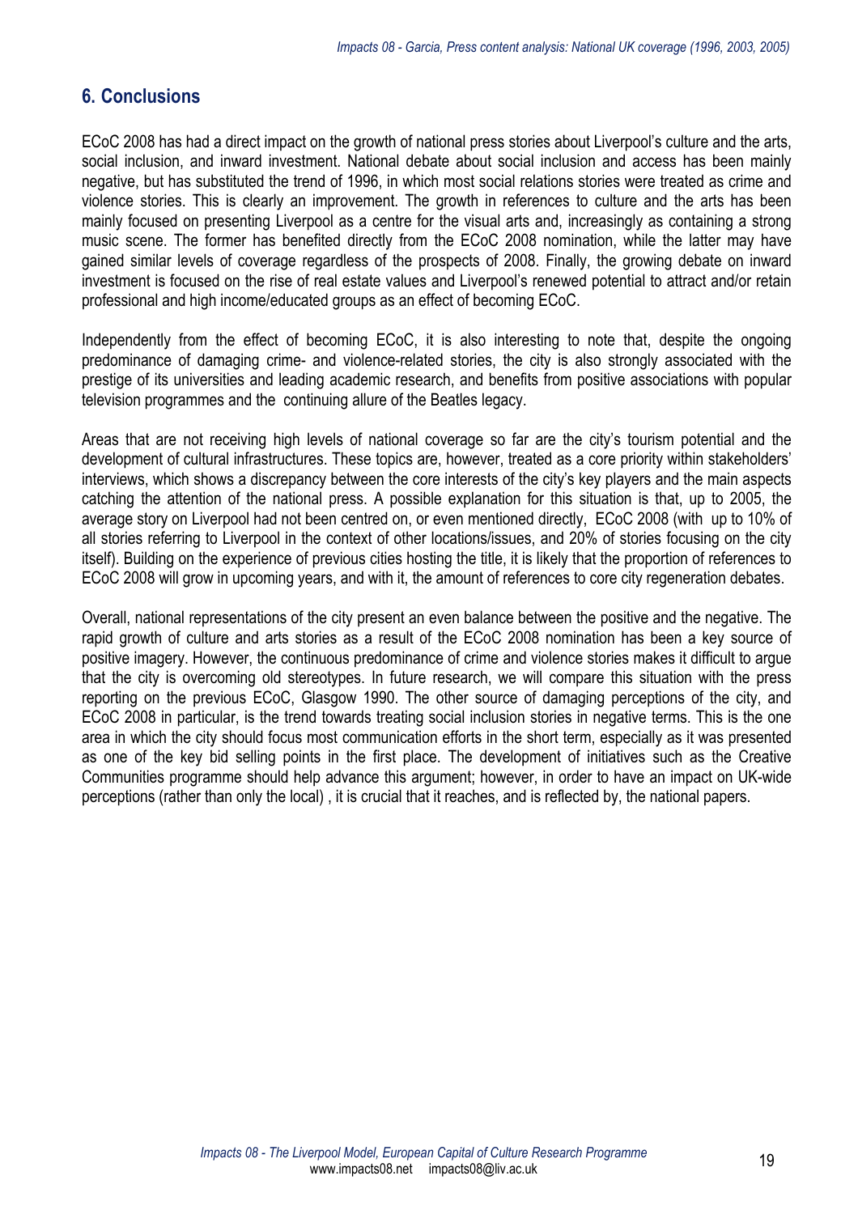## 6. Conclusions

ECoC 2008 has had a direct impact on the growth of national press stories about Liverpool's culture and the arts, social inclusion, and inward investment. National debate about social inclusion and access has been mainly negative, but has substituted the trend of 1996, in which most social relations stories were treated as crime and violence stories. This is clearly an improvement. The growth in references to culture and the arts has been mainly focused on presenting Liverpool as a centre for the visual arts and, increasingly as containing a strong music scene. The former has benefited directly from the ECoC 2008 nomination, while the latter may have gained similar levels of coverage regardless of the prospects of 2008. Finally, the growing debate on inward investment is focused on the rise of real estate values and Liverpool's renewed potential to attract and/or retain professional and high income/educated groups as an effect of becoming ECoC.

Independently from the effect of becoming ECoC, it is also interesting to note that, despite the ongoing predominance of damaging crime- and violence-related stories, the city is also strongly associated with the prestige of its universities and leading academic research, and benefits from positive associations with popular television programmes and the continuing allure of the Beatles legacy.

Areas that are not receiving high levels of national coverage so far are the city's tourism potential and the development of cultural infrastructures. These topics are, however, treated as a core priority within stakeholders' interviews, which shows a discrepancy between the core interests of the city's key players and the main aspects catching the attention of the national press. A possible explanation for this situation is that, up to 2005, the average story on Liverpool had not been centred on, or even mentioned directly, ECoC 2008 (with up to 10% of all stories referring to Liverpool in the context of other locations/issues, and 20% of stories focusing on the city itself). Building on the experience of previous cities hosting the title, it is likely that the proportion of references to ECoC 2008 will grow in upcoming years, and with it, the amount of references to core city regeneration debates.

Overall, national representations of the city present an even balance between the positive and the negative. The rapid growth of culture and arts stories as a result of the ECoC 2008 nomination has been a key source of positive imagery. However, the continuous predominance of crime and violence stories makes it difficult to argue that the city is overcoming old stereotypes. In future research, we will compare this situation with the press reporting on the previous ECoC, Glasgow 1990. The other source of damaging perceptions of the city, and ECoC 2008 in particular, is the trend towards treating social inclusion stories in negative terms. This is the one area in which the city should focus most communication efforts in the short term, especially as it was presented as one of the key bid selling points in the first place. The development of initiatives such as the Creative Communities programme should help advance this argument; however, in order to have an impact on UK-wide perceptions (rather than only the local) , it is crucial that it reaches, and is reflected by, the national papers.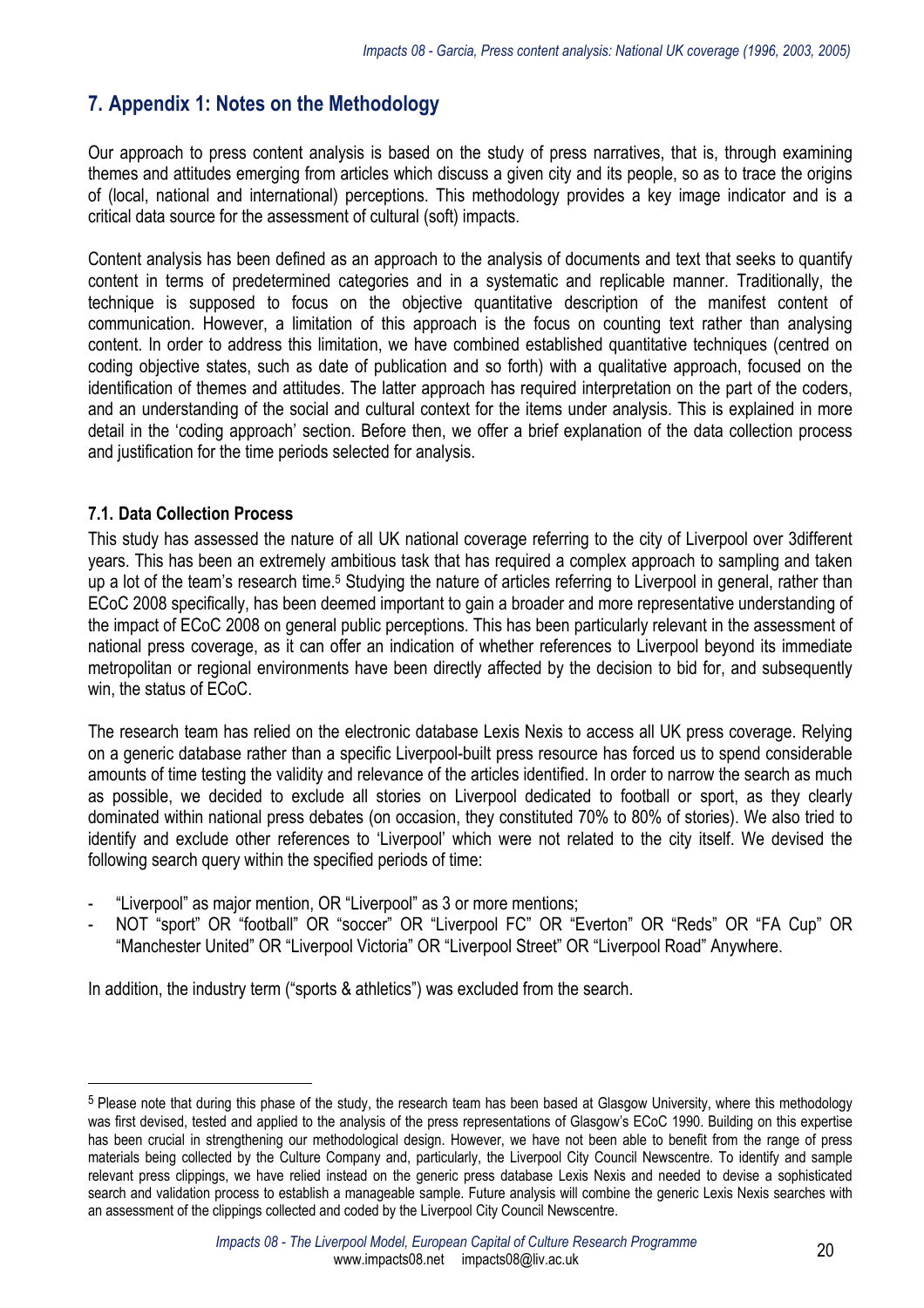## 7. Appendix 1: Notes on the Methodology

Our approach to press content analysis is based on the study of press narratives, that is, through examining themes and attitudes emerging from articles which discuss a given city and its people, so as to trace the origins of (local, national and international) perceptions. This methodology provides a key image indicator and is a critical data source for the assessment of cultural (soft) impacts.

Content analysis has been defined as an approach to the analysis of documents and text that seeks to quantify content in terms of predetermined categories and in a systematic and replicable manner. Traditionally, the technique is supposed to focus on the objective quantitative description of the manifest content of communication. However, a limitation of this approach is the focus on counting text rather than analysing content. In order to address this limitation, we have combined established quantitative techniques (centred on coding objective states, such as date of publication and so forth) with a qualitative approach, focused on the identification of themes and attitudes. The latter approach has required interpretation on the part of the coders, and an understanding of the social and cultural context for the items under analysis. This is explained in more detail in the 'coding approach' section. Before then, we offer a brief explanation of the data collection process and justification for the time periods selected for analysis.

### 7.1. Data Collection Process

This study has assessed the nature of all UK national coverage referring to the city of Liverpool over 3different years. This has been an extremely ambitious task that has required a complex approach to sampling and taken up a lot of the team's research time.[5] Studying the nature of articles referring to Liverpool in general, rather than ECoC 2008 specifically, has been deemed important to gain a broader and more representative understanding of the impact of ECoC 2008 on general public perceptions. This has been particularly relevant in the assessment of national press coverage, as it can offer an indication of whether references to Liverpool beyond its immediate metropolitan or regional environments have been directly affected by the decision to bid for, and subsequently win, the status of ECoC.

The research team has relied on the electronic database Lexis Nexis to access all UK press coverage. Relying on a generic database rather than a specific Liverpool-built press resource has forced us to spend considerable amounts of time testing the validity and relevance of the articles identified. In order to narrow the search as much as possible, we decided to exclude all stories on Liverpool dedicated to football or sport, as they clearly dominated within national press debates (on occasion, they constituted 70% to 80% of stories). We also tried to identify and exclude other references to 'Liverpool' which were not related to the city itself. We devised the following search query within the specified periods of time:

- "Liverpool" as major mention, OR "Liverpool" as 3 or more mentions;
- NOT "sport" OR "football" OR "soccer" OR "Liverpool FC" OR "Everton" OR "Reds" OR "FA Cup" OR "Manchester United" OR "Liverpool Victoria" OR "Liverpool Street" OR "Liverpool Road" Anywhere.

In addition, the industry term ("sports & athletics") was excluded from the search.

---

[5] Please note that during this phase of the study, the research team has been based at Glasgow University, where this methodology was first devised, tested and applied to the analysis of the press representations of Glasgow's ECoC 1990. Building on this expertise has been crucial in strengthening our methodological design. However, we have not been able to benefit from the range of press materials being collected by the Culture Company and, particularly, the Liverpool City Council Newscentre. To identify and sample relevant press clippings, we have relied instead on the generic press database Lexis Nexis and needed to devise a sophisticated search and validation process to establish a manageable sample. Future analysis will combine the generic Lexis Nexis searches with an assessment of the clippings collected and coded by the Liverpool City Council Newscentre.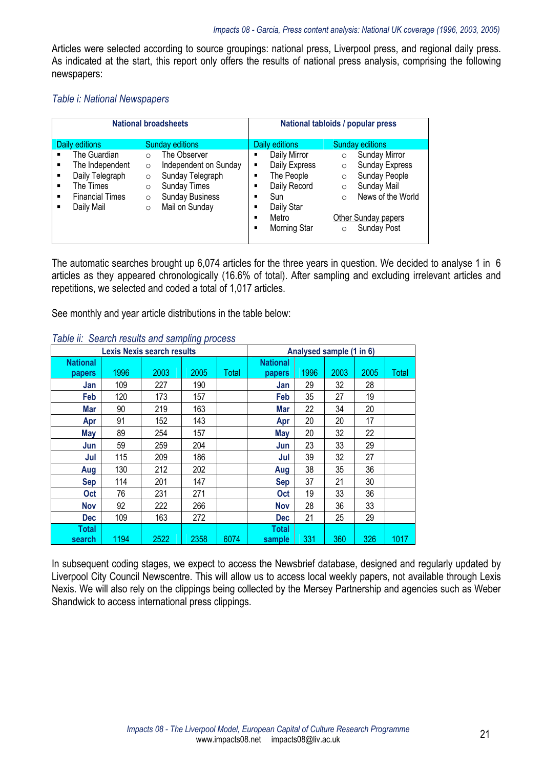Articles were selected according to source groupings: national press, Liverpool press, and regional daily press. As indicated at the start, this report only offers the results of national press analysis, comprising the following newspapers:

*Table i: National Newspapers*

| National broadsheets | | National tabloids / popular press | |
|---|---|---|---|
| Daily editions | Sunday editions | Daily editions | Sunday editions |
| The Guardian | The Observer | Daily Mirror | Sunday Mirror |
| The Independent | Independent on Sunday | Daily Express | Sunday Express |
| Daily Telegraph | Sunday Telegraph | The People | Sunday People |
| The Times | Sunday Times | Daily Record | Sunday Mail |
| Financial Times | Sunday Business | Sun | News of the World |
| Daily Mail | Mail on Sunday | Daily Star | |
| | | Metro | Other Sunday papers |
| | | Morning Star | Sunday Post |

The automatic searches brought up 6,074 articles for the three years in question. We decided to analyse 1 in 6 articles as they appeared chronologically (16.6% of total). After sampling and excluding irrelevant articles and repetitions, we selected and coded a total of 1,017 articles.

See monthly and year article distributions in the table below:

*Table ii: Search results and sampling process*

| Lexis Nexis search results | | | | | Analysed sample (1 in 6) | | | | |
|---|---|---|---|---|---|---|---|---|---|
| National papers | 1996 | 2003 | 2005 | Total | National papers | 1996 | 2003 | 2005 | Total |
| Jan | 109 | 227 | 190 | | Jan | 29 | 32 | 28 | |
| Feb | 120 | 173 | 157 | | Feb | 35 | 27 | 19 | |
| Mar | 90 | 219 | 163 | | Mar | 22 | 34 | 20 | |
| Apr | 91 | 152 | 143 | | Apr | 20 | 20 | 17 | |
| May | 89 | 254 | 157 | | May | 20 | 32 | 22 | |
| Jun | 59 | 259 | 204 | | Jun | 23 | 33 | 29 | |
| Jul | 115 | 209 | 186 | | Jul | 39 | 32 | 27 | |
| Aug | 130 | 212 | 202 | | Aug | 38 | 35 | 36 | |
| Sep | 114 | 201 | 147 | | Sep | 37 | 21 | 30 | |
| Oct | 76 | 231 | 271 | | Oct | 19 | 33 | 36 | |
| Nov | 92 | 222 | 266 | | Nov | 28 | 36 | 33 | |
| Dec | 109 | 163 | 272 | | Dec | 21 | 25 | 29 | |
| Total search | 1194 | 2522 | 2358 | 6074 | Total sample | 331 | 360 | 326 | 1017 |

In subsequent coding stages, we expect to access the Newsbrief database, designed and regularly updated by Liverpool City Council Newscentre. This will allow us to access local weekly papers, not available through Lexis Nexis. We will also rely on the clippings being collected by the Mersey Partnership and agencies such as Weber Shandwick to access international press clippings.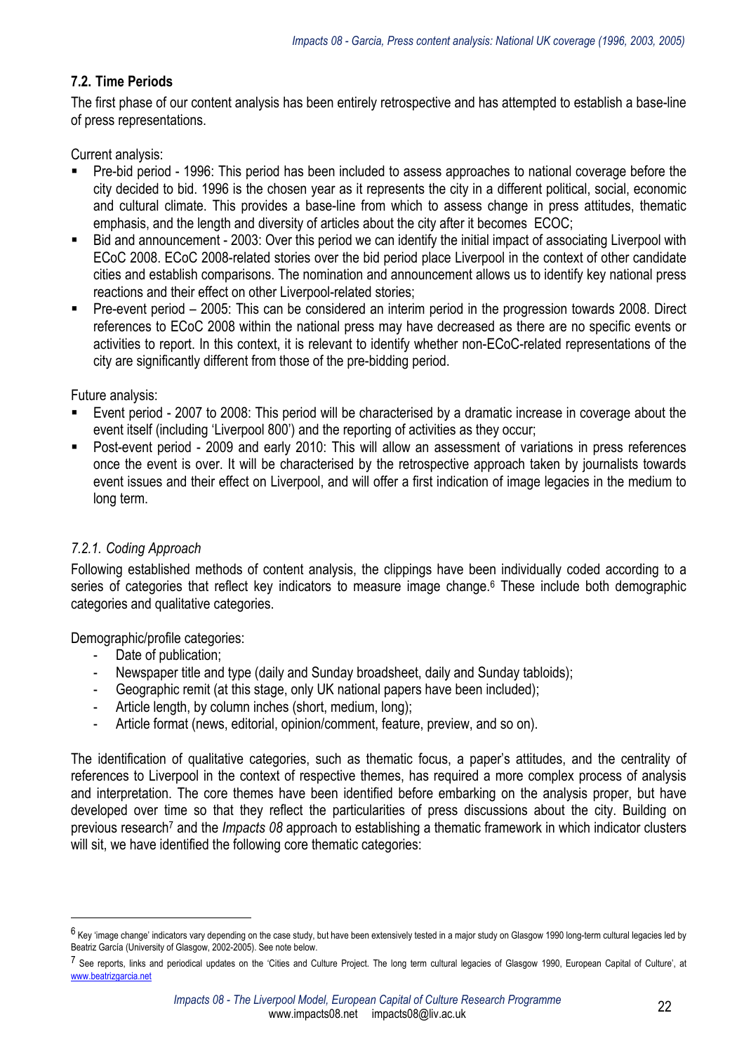### 7.2. Time Periods

The first phase of our content analysis has been entirely retrospective and has attempted to establish a base-line of press representations.

Current analysis:

- Pre-bid period - 1996: This period has been included to assess approaches to national coverage before the city decided to bid. 1996 is the chosen year as it represents the city in a different political, social, economic and cultural climate. This provides a base-line from which to assess change in press attitudes, thematic emphasis, and the length and diversity of articles about the city after it becomes ECOC;
- Bid and announcement - 2003: Over this period we can identify the initial impact of associating Liverpool with ECoC 2008. ECoC 2008-related stories over the bid period place Liverpool in the context of other candidate cities and establish comparisons. The nomination and announcement allows us to identify key national press reactions and their effect on other Liverpool-related stories;
- Pre-event period – 2005: This can be considered an interim period in the progression towards 2008. Direct references to ECoC 2008 within the national press may have decreased as there are no specific events or activities to report. In this context, it is relevant to identify whether non-ECoC-related representations of the city are significantly different from those of the pre-bidding period.

Future analysis:

- Event period - 2007 to 2008: This period will be characterised by a dramatic increase in coverage about the event itself (including 'Liverpool 800') and the reporting of activities as they occur;
- Post-event period - 2009 and early 2010: This will allow an assessment of variations in press references once the event is over. It will be characterised by the retrospective approach taken by journalists towards event issues and their effect on Liverpool, and will offer a first indication of image legacies in the medium to long term.

#### *7.2.1. Coding Approach*

Following established methods of content analysis, the clippings have been individually coded according to a series of categories that reflect key indicators to measure image change.[6] These include both demographic categories and qualitative categories.

Demographic/profile categories:

- Date of publication;
- Newspaper title and type (daily and Sunday broadsheet, daily and Sunday tabloids);
- Geographic remit (at this stage, only UK national papers have been included);
- Article length, by column inches (short, medium, long);
- Article format (news, editorial, opinion/comment, feature, preview, and so on).

The identification of qualitative categories, such as thematic focus, a paper's attitudes, and the centrality of references to Liverpool in the context of respective themes, has required a more complex process of analysis and interpretation. The core themes have been identified before embarking on the analysis proper, but have developed over time so that they reflect the particularities of press discussions about the city. Building on previous research[7] and the *Impacts 08* approach to establishing a thematic framework in which indicator clusters will sit, we have identified the following core thematic categories:

---

[6] Key 'image change' indicators vary depending on the case study, but have been extensively tested in a major study on Glasgow 1990 long-term cultural legacies led by Beatriz Garcia (University of Glasgow, 2002-2005). See note below.

[7] See reports, links and periodical updates on the 'Cities and Culture Project. The long term cultural legacies of Glasgow 1990, European Capital of Culture', at www.beatrizgarcia.net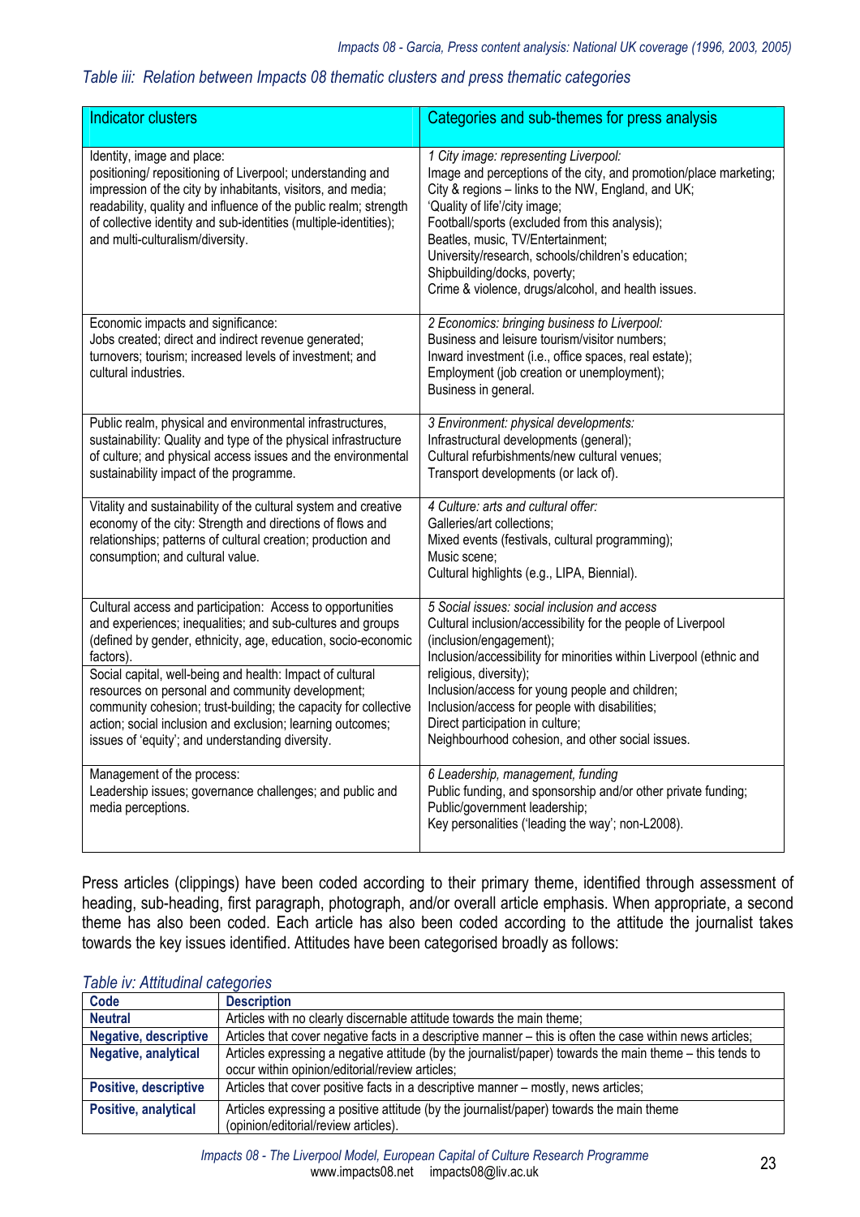*Table iii: Relation between Impacts 08 thematic clusters and press thematic categories*

| Indicator clusters | Categories and sub-themes for press analysis |
|---|---|
| Identity, image and place: positioning/ repositioning of Liverpool; understanding and impression of the city by inhabitants, visitors, and media; readability, quality and influence of the public realm; strength of collective identity and sub-identities (multiple-identities); and multi-culturalism/diversity. | *1 City image: representing Liverpool:* Image and perceptions of the city, and promotion/place marketing; City & regions – links to the NW, England, and UK; 'Quality of life'/city image; Football/sports (excluded from this analysis); Beatles, music, TV/Entertainment; University/research, schools/children's education; Shipbuilding/docks, poverty; Crime & violence, drugs/alcohol, and health issues. |
| Economic impacts and significance: Jobs created; direct and indirect revenue generated; turnovers; tourism; increased levels of investment; and cultural industries. | *2 Economics: bringing business to Liverpool:* Business and leisure tourism/visitor numbers; Inward investment (i.e., office spaces, real estate); Employment (job creation or unemployment); Business in general. |
| Public realm, physical and environmental infrastructures, sustainability: Quality and type of the physical infrastructure of culture; and physical access issues and the environmental sustainability impact of the programme. | *3 Environment: physical developments:* Infrastructural developments (general); Cultural refurbishments/new cultural venues; Transport developments (or lack of). |
| Vitality and sustainability of the cultural system and creative economy of the city: Strength and directions of flows and relationships; patterns of cultural creation; production and consumption; and cultural value. | *4 Culture: arts and cultural offer:* Galleries/art collections; Mixed events (festivals, cultural programming); Music scene; Cultural highlights (e.g., LIPA, Biennial). |
| Cultural access and participation: Access to opportunities and experiences; inequalities; and sub-cultures and groups (defined by gender, ethnicity, age, education, socio-economic factors). Social capital, well-being and health: Impact of cultural resources on personal and community development; community cohesion; trust-building; the capacity for collective action; social inclusion and exclusion; learning outcomes; issues of 'equity'; and understanding diversity. | *5 Social issues: social inclusion and access* Cultural inclusion/accessibility for the people of Liverpool (inclusion/engagement); Inclusion/accessibility for minorities within Liverpool (ethnic and religious, diversity); Inclusion/access for young people and children; Inclusion/access for people with disabilities; Direct participation in culture; Neighbourhood cohesion, and other social issues. |
| Management of the process: Leadership issues; governance challenges; and public and media perceptions. | *6 Leadership, management, funding* Public funding, and sponsorship and/or other private funding; Public/government leadership; Key personalities ('leading the way'; non-L2008). |

Press articles (clippings) have been coded according to their primary theme, identified through assessment of heading, sub-heading, first paragraph, photograph, and/or overall article emphasis. When appropriate, a second theme has also been coded. Each article has also been coded according to the attitude the journalist takes towards the key issues identified. Attitudes have been categorised broadly as follows:

*Table iv: Attitudinal categories*

| Code | Description |
|---|---|
| **Neutral** | Articles with no clearly discernable attitude towards the main theme; |
| **Negative, descriptive** | Articles that cover negative facts in a descriptive manner – this is often the case within news articles; |
| **Negative, analytical** | Articles expressing a negative attitude (by the journalist/paper) towards the main theme – this tends to occur within opinion/editorial/review articles; |
| **Positive, descriptive** | Articles that cover positive facts in a descriptive manner – mostly, news articles; |
| **Positive, analytical** | Articles expressing a positive attitude (by the journalist/paper) towards the main theme (opinion/editorial/review articles). |